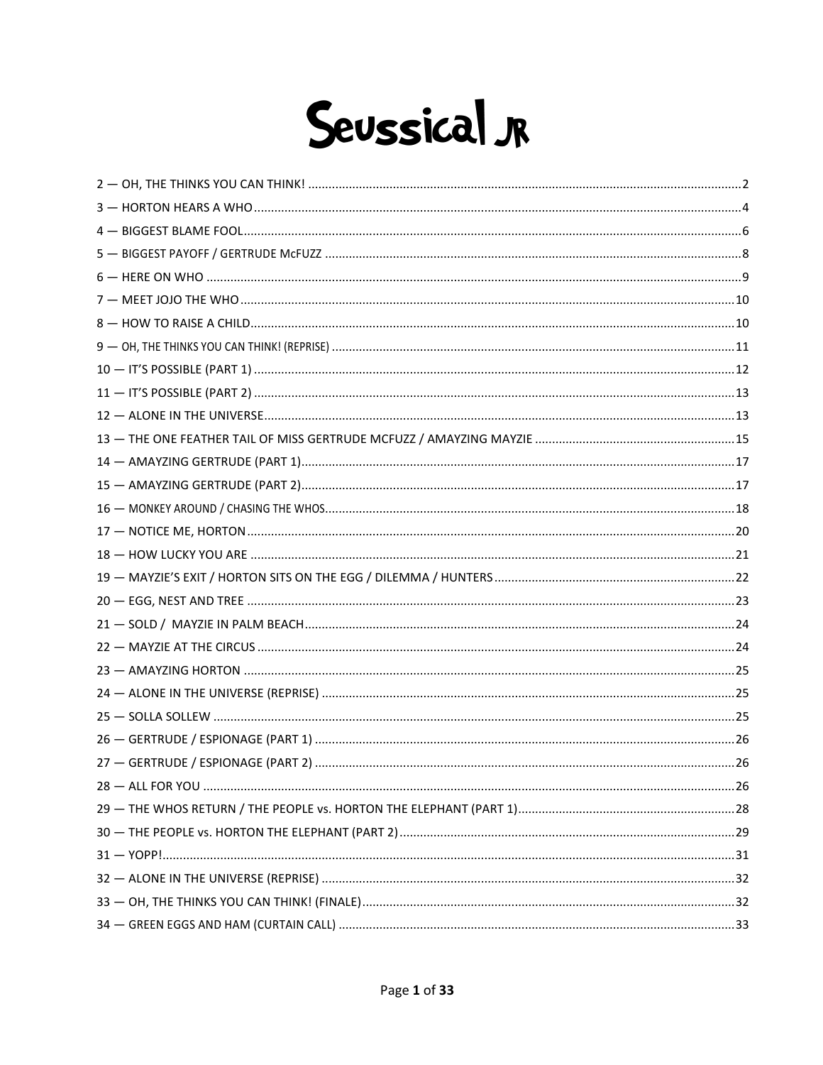# Seussical JR

2 — OH, THE THINKS YOU CAN THINK! .......... 2
3 — HORTON HEARS A WHO .......... 4
4 — BIGGEST BLAME FOOL .......... 6
5 — BIGGEST PAYOFF / GERTRUDE McFUZZ .......... 8
6 — HERE ON WHO .......... 9
7 — MEET JOJO THE WHO .......... 10
8 — HOW TO RAISE A CHILD .......... 10
9 — OH, THE THINKS YOU CAN THINK! (REPRISE) .......... 11
10 — IT'S POSSIBLE (PART 1) .......... 12
11 — IT'S POSSIBLE (PART 2) .......... 13
12 — ALONE IN THE UNIVERSE .......... 13
13 — THE ONE FEATHER TAIL OF MISS GERTRUDE MCFUZZ / AMAYZING MAYZIE .......... 15
14 — AMAYZING GERTRUDE (PART 1) .......... 17
15 — AMAYZING GERTRUDE (PART 2) .......... 17
16 — MONKEY AROUND / CHASING THE WHOS .......... 18
17 — NOTICE ME, HORTON .......... 20
18 — HOW LUCKY YOU ARE .......... 21
19 — MAYZIE'S EXIT / HORTON SITS ON THE EGG / DILEMMA / HUNTERS .......... 22
20 — EGG, NEST AND TREE .......... 23
21 — SOLD / MAYZIE IN PALM BEACH .......... 24
22 — MAYZIE AT THE CIRCUS .......... 24
23 — AMAYZING HORTON .......... 25
24 — ALONE IN THE UNIVERSE (REPRISE) .......... 25
25 — SOLLA SOLLEW .......... 25
26 — GERTRUDE / ESPIONAGE (PART 1) .......... 26
27 — GERTRUDE / ESPIONAGE (PART 2) .......... 26
28 — ALL FOR YOU .......... 26
29 — THE WHOS RETURN / THE PEOPLE vs. HORTON THE ELEPHANT (PART 1) .......... 28
30 — THE PEOPLE vs. HORTON THE ELEPHANT (PART 2) .......... 29
31 — YOPP! .......... 31
32 — ALONE IN THE UNIVERSE (REPRISE) .......... 32
33 — OH, THE THINKS YOU CAN THINK! (FINALE) .......... 32
34 — GREEN EGGS AND HAM (CURTAIN CALL) .......... 33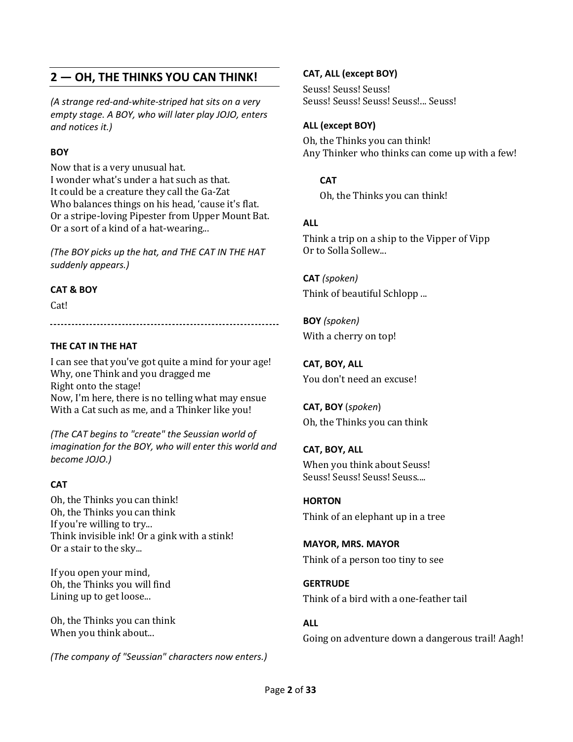## 2 — OH, THE THINKS YOU CAN THINK!

*(A strange red-and-white-striped hat sits on a very empty stage. A BOY, who will later play JOJO, enters and notices it.)*

**BOY**

Now that is a very unusual hat.
I wonder what's under a hat such as that.
It could be a creature they call the Ga-Zat
Who balances things on his head, 'cause it's flat.
Or a stripe-loving Pipester from Upper Mount Bat.
Or a sort of a kind of a hat-wearing...

*(The BOY picks up the hat, and THE CAT IN THE HAT suddenly appears.)*

**CAT & BOY**

Cat!

---

**THE CAT IN THE HAT**

I can see that you've got quite a mind for your age!
Why, one Think and you dragged me
Right onto the stage!
Now, I'm here, there is no telling what may ensue
With a Cat such as me, and a Thinker like you!

*(The CAT begins to "create" the Seussian world of imagination for the BOY, who will enter this world and become JOJO.)*

**CAT**

Oh, the Thinks you can think!
Oh, the Thinks you can think
If you're willing to try...
Think invisible ink! Or a gink with a stink!
Or a stair to the sky...

If you open your mind,
Oh, the Thinks you will find
Lining up to get loose...

Oh, the Thinks you can think
When you think about...

*(The company of "Seussian" characters now enters.)*

**CAT, ALL (except BOY)**

Seuss! Seuss! Seuss!
Seuss! Seuss! Seuss! Seuss!... Seuss!

**ALL (except BOY)**

Oh, the Thinks you can think!
Any Thinker who thinks can come up with a few!

**CAT**

Oh, the Thinks you can think!

**ALL**

Think a trip on a ship to the Vipper of Vipp
Or to Solla Sollew...

**CAT** *(spoken)*

Think of beautiful Schlopp ...

**BOY** *(spoken)*

With a cherry on top!

**CAT, BOY, ALL**

You don't need an excuse!

**CAT, BOY** (*spoken*)

Oh, the Thinks you can think

**CAT, BOY, ALL**

When you think about Seuss!
Seuss! Seuss! Seuss! Seuss....

**HORTON**

Think of an elephant up in a tree

**MAYOR, MRS. MAYOR**

Think of a person too tiny to see

**GERTRUDE**

Think of a bird with a one-feather tail

**ALL**

Going on adventure down a dangerous trail! Aagh!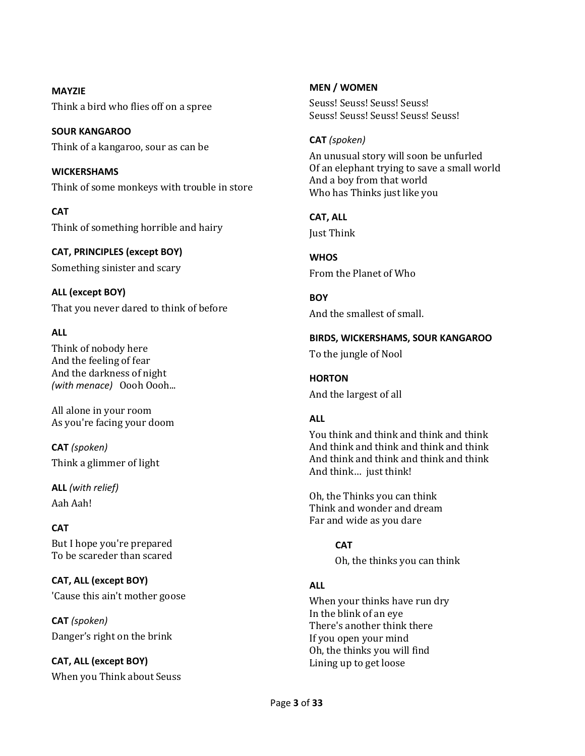**MAYZIE**

Think a bird who flies off on a spree

**SOUR KANGAROO**

Think of a kangaroo, sour as can be

**WICKERSHAMS**

Think of some monkeys with trouble in store

**CAT**

Think of something horrible and hairy

**CAT, PRINCIPLES (except BOY)**

Something sinister and scary

**ALL (except BOY)**

That you never dared to think of before

**ALL**

Think of nobody here
And the feeling of fear
And the darkness of night
*(with menace)* Oooh Oooh...

All alone in your room
As you're facing your doom

**CAT** *(spoken)*

Think a glimmer of light

**ALL** *(with relief)*

Aah Aah!

**CAT**

But I hope you're prepared
To be scareder than scared

**CAT, ALL (except BOY)**

'Cause this ain't mother goose

**CAT** *(spoken)*

Danger's right on the brink

**CAT, ALL (except BOY)**

When you Think about Seuss

**MEN / WOMEN**

Seuss! Seuss! Seuss! Seuss!
Seuss! Seuss! Seuss! Seuss! Seuss!

**CAT** *(spoken)*

An unusual story will soon be unfurled
Of an elephant trying to save a small world
And a boy from that world
Who has Thinks just like you

**CAT, ALL**

Just Think

**WHOS**

From the Planet of Who

**BOY**

And the smallest of small.

**BIRDS, WICKERSHAMS, SOUR KANGAROO**

To the jungle of Nool

**HORTON**

And the largest of all

**ALL**

You think and think and think and think
And think and think and think and think
And think and think and think and think
And think… just think!

Oh, the Thinks you can think
Think and wonder and dream
Far and wide as you dare

> **CAT**
>
> Oh, the thinks you can think

**ALL**

When your thinks have run dry
In the blink of an eye
There's another think there
If you open your mind
Oh, the thinks you will find
Lining up to get loose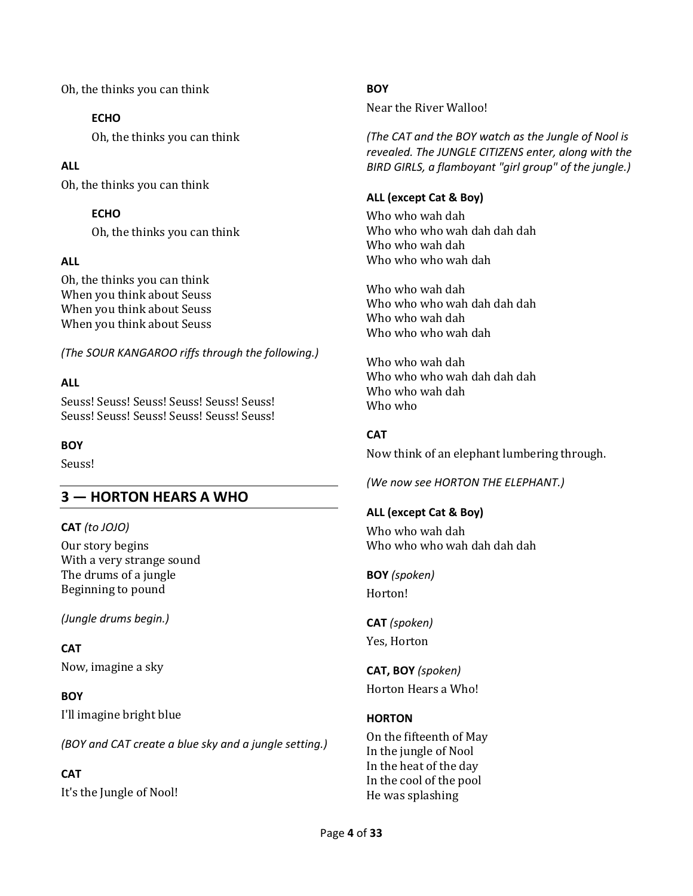Oh, the thinks you can think

**ECHO**

Oh, the thinks you can think

**ALL**

Oh, the thinks you can think

**ECHO**

Oh, the thinks you can think

**ALL**

Oh, the thinks you can think
When you think about Seuss
When you think about Seuss
When you think about Seuss

*(The SOUR KANGAROO riffs through the following.)*

**ALL**

Seuss! Seuss! Seuss! Seuss! Seuss! Seuss!
Seuss! Seuss! Seuss! Seuss! Seuss! Seuss!

**BOY**

Seuss!

## 3 — HORTON HEARS A WHO

**CAT** *(to JOJO)*

Our story begins
With a very strange sound
The drums of a jungle
Beginning to pound

*(Jungle drums begin.)*

**CAT**

Now, imagine a sky

**BOY**

I'll imagine bright blue

*(BOY and CAT create a blue sky and a jungle setting.)*

**CAT**

It's the Jungle of Nool!

**BOY**

Near the River Walloo!

*(The CAT and the BOY watch as the Jungle of Nool is revealed. The JUNGLE CITIZENS enter, along with the BIRD GIRLS, a flamboyant "girl group" of the jungle.)*

**ALL (except Cat & Boy)**

Who who wah dah
Who who who wah dah dah dah
Who who wah dah
Who who who wah dah

Who who wah dah
Who who who wah dah dah dah
Who who wah dah
Who who who wah dah

Who who wah dah
Who who who wah dah dah dah
Who who wah dah
Who who

**CAT**

Now think of an elephant lumbering through.

*(We now see HORTON THE ELEPHANT.)*

**ALL (except Cat & Boy)**

Who who wah dah
Who who who wah dah dah dah

**BOY** *(spoken)*

Horton!

**CAT** *(spoken)*

Yes, Horton

**CAT, BOY** *(spoken)*

Horton Hears a Who!

**HORTON**

On the fifteenth of May
In the jungle of Nool
In the heat of the day
In the cool of the pool
He was splashing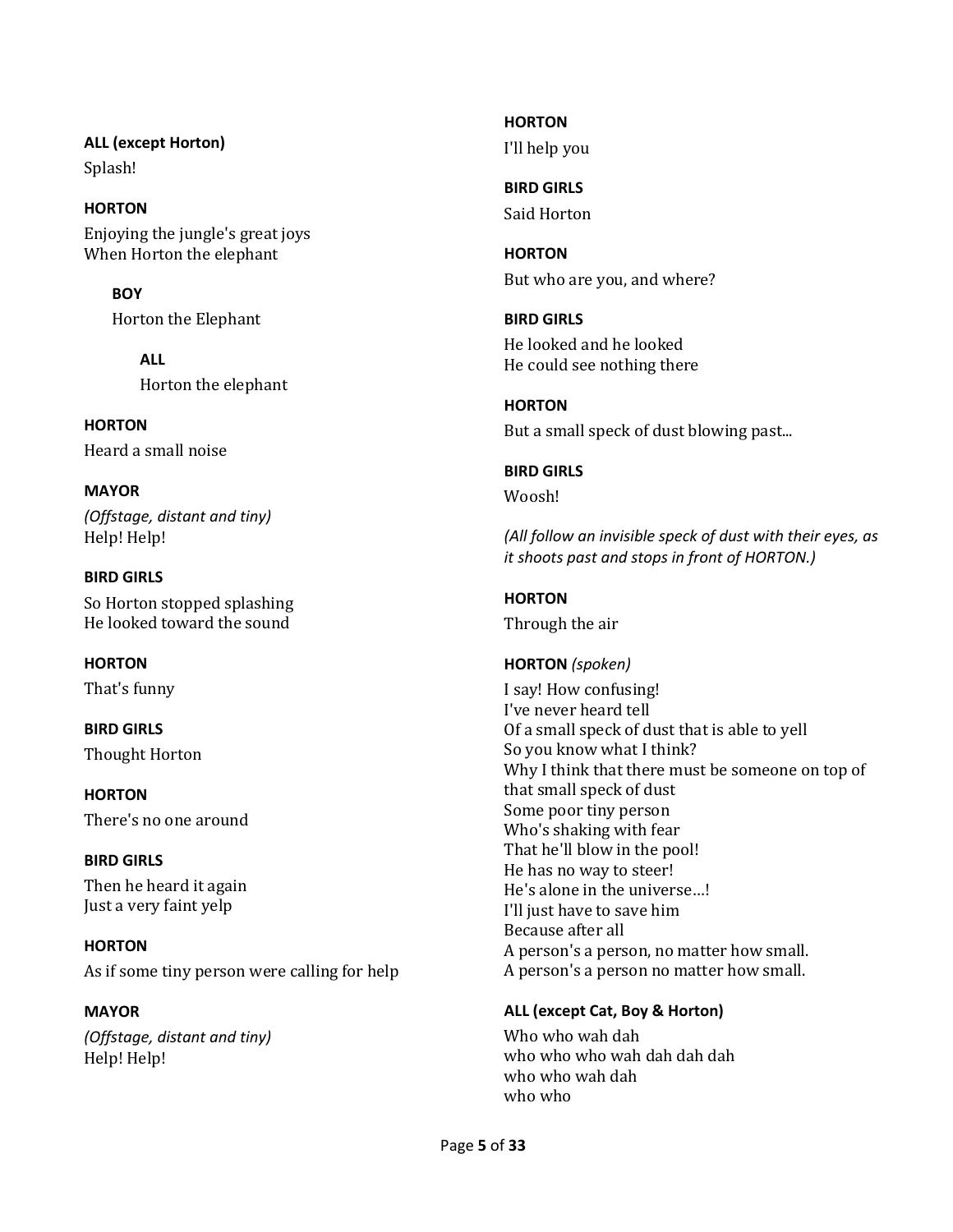**ALL (except Horton)**
Splash!

**HORTON**
Enjoying the jungle's great joys
When Horton the elephant

**BOY**
Horton the Elephant

**ALL**
Horton the elephant

**HORTON**
Heard a small noise

**MAYOR**
*(Offstage, distant and tiny)*
Help! Help!

**BIRD GIRLS**
So Horton stopped splashing
He looked toward the sound

**HORTON**
That's funny

**BIRD GIRLS**
Thought Horton

**HORTON**
There's no one around

**BIRD GIRLS**
Then he heard it again
Just a very faint yelp

**HORTON**
As if some tiny person were calling for help

**MAYOR**
*(Offstage, distant and tiny)*
Help! Help!

**HORTON**
I'll help you

**BIRD GIRLS**
Said Horton

**HORTON**
But who are you, and where?

**BIRD GIRLS**
He looked and he looked
He could see nothing there

**HORTON**
But a small speck of dust blowing past...

**BIRD GIRLS**
Woosh!

*(All follow an invisible speck of dust with their eyes, as it shoots past and stops in front of HORTON.)*

**HORTON**
Through the air

**HORTON** *(spoken)*
I say! How confusing!
I've never heard tell
Of a small speck of dust that is able to yell
So you know what I think?
Why I think that there must be someone on top of that small speck of dust
Some poor tiny person
Who's shaking with fear
That he'll blow in the pool!
He has no way to steer!
He's alone in the universe…!
I'll just have to save him
Because after all
A person's a person, no matter how small.
A person's a person no matter how small.

**ALL (except Cat, Boy & Horton)**
Who who wah dah
who who who wah dah dah dah
who who wah dah
who who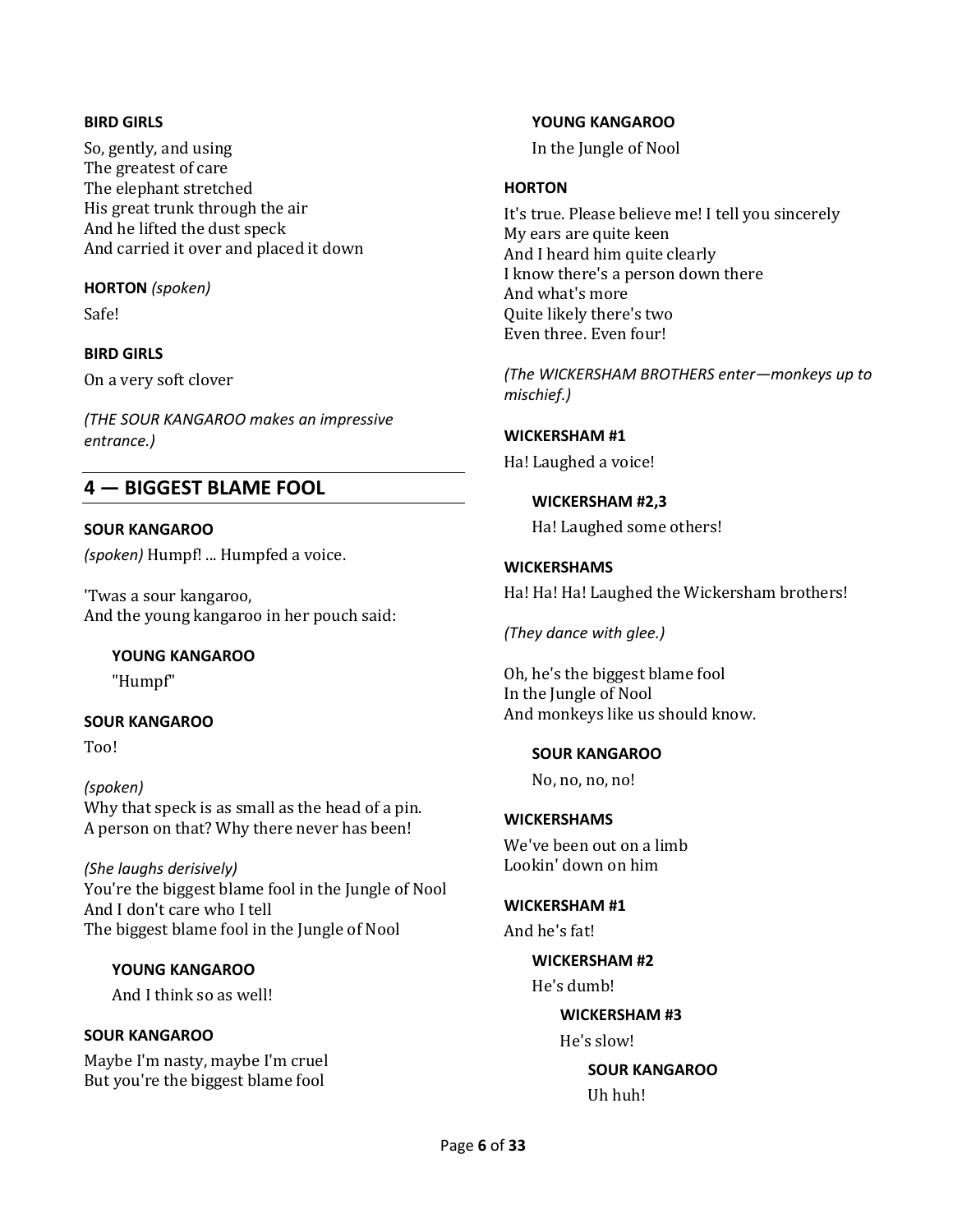**BIRD GIRLS**

So, gently, and using
The greatest of care
The elephant stretched
His great trunk through the air
And he lifted the dust speck
And carried it over and placed it down

**HORTON** *(spoken)*

Safe!

**BIRD GIRLS**

On a very soft clover

*(THE SOUR KANGAROO makes an impressive entrance.)*

## 4 — BIGGEST BLAME FOOL

**SOUR KANGAROO**

*(spoken)* Humpf! ... Humpfed a voice.

'Twas a sour kangaroo,
And the young kangaroo in her pouch said:

**YOUNG KANGAROO**

"Humpf"

**SOUR KANGAROO**

Too!

*(spoken)*
Why that speck is as small as the head of a pin.
A person on that? Why there never has been!

*(She laughs derisively)*
You're the biggest blame fool in the Jungle of Nool
And I don't care who I tell
The biggest blame fool in the Jungle of Nool

**YOUNG KANGAROO**

And I think so as well!

**SOUR KANGAROO**

Maybe I'm nasty, maybe I'm cruel
But you're the biggest blame fool

**YOUNG KANGAROO**

In the Jungle of Nool

**HORTON**

It's true. Please believe me! I tell you sincerely
My ears are quite keen
And I heard him quite clearly
I know there's a person down there
And what's more
Quite likely there's two
Even three. Even four!

*(The WICKERSHAM BROTHERS enter—monkeys up to mischief.)*

**WICKERSHAM #1**

Ha! Laughed a voice!

**WICKERSHAM #2,3**

Ha! Laughed some others!

**WICKERSHAMS**

Ha! Ha! Ha! Laughed the Wickersham brothers!

*(They dance with glee.)*

Oh, he's the biggest blame fool
In the Jungle of Nool
And monkeys like us should know.

**SOUR KANGAROO**

No, no, no, no!

**WICKERSHAMS**

We've been out on a limb
Lookin' down on him

**WICKERSHAM #1**

And he's fat!

**WICKERSHAM #2**

He's dumb!

**WICKERSHAM #3**

He's slow!

**SOUR KANGAROO**

Uh huh!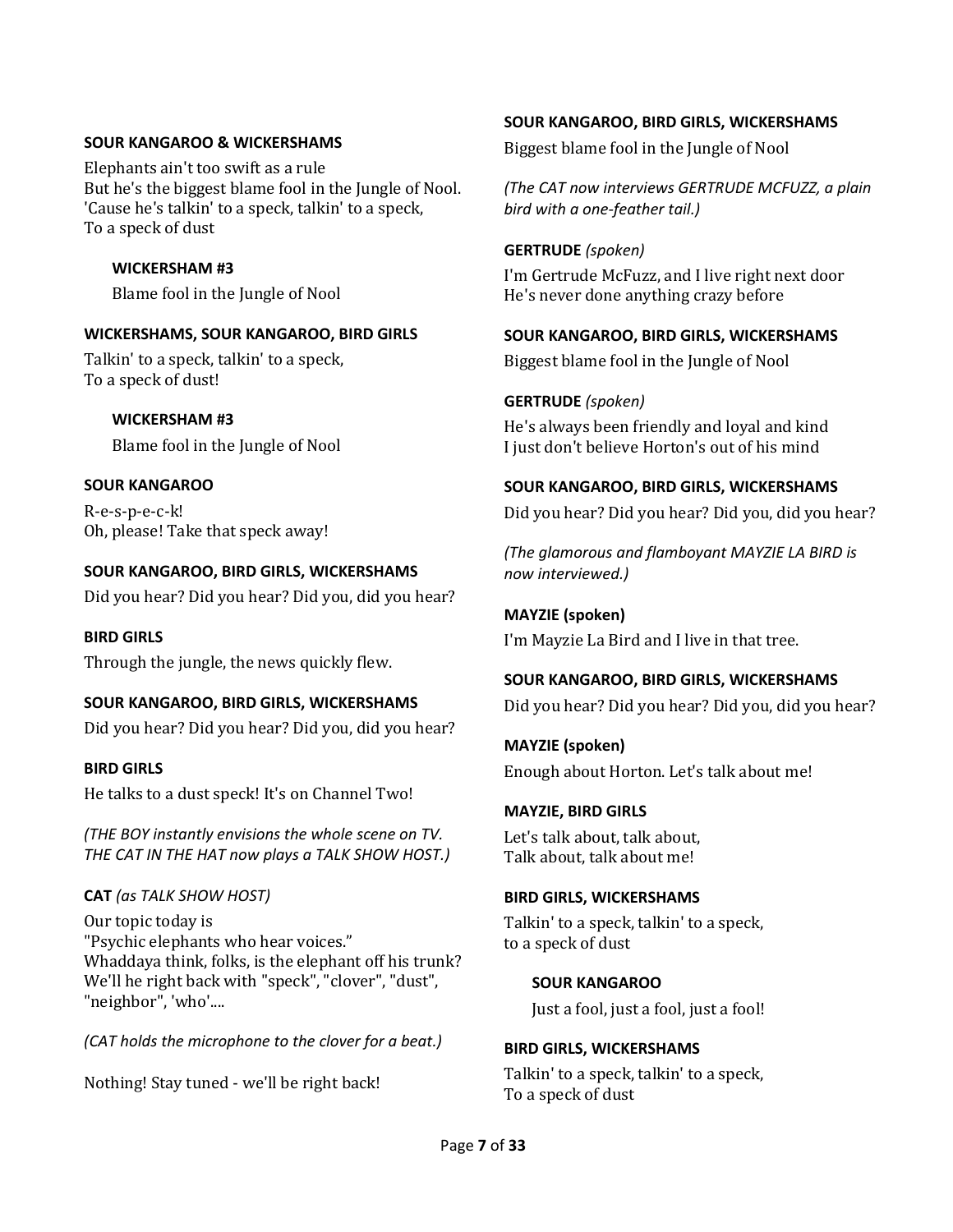**SOUR KANGAROO & WICKERSHAMS**

Elephants ain't too swift as a rule
But he's the biggest blame fool in the Jungle of Nool.
'Cause he's talkin' to a speck, talkin' to a speck,
To a speck of dust

> **WICKERSHAM #3**
>
> Blame fool in the Jungle of Nool

**WICKERSHAMS, SOUR KANGAROO, BIRD GIRLS**

Talkin' to a speck, talkin' to a speck,
To a speck of dust!

> **WICKERSHAM #3**
>
> Blame fool in the Jungle of Nool

**SOUR KANGAROO**

R-e-s-p-e-c-k!
Oh, please! Take that speck away!

**SOUR KANGAROO, BIRD GIRLS, WICKERSHAMS**

Did you hear? Did you hear? Did you, did you hear?

**BIRD GIRLS**

Through the jungle, the news quickly flew.

**SOUR KANGAROO, BIRD GIRLS, WICKERSHAMS**

Did you hear? Did you hear? Did you, did you hear?

**BIRD GIRLS**

He talks to a dust speck! It's on Channel Two!

*(THE BOY instantly envisions the whole scene on TV. THE CAT IN THE HAT now plays a TALK SHOW HOST.)*

**CAT** *(as TALK SHOW HOST)*

Our topic today is
"Psychic elephants who hear voices."
Whaddaya think, folks, is the elephant off his trunk?
We'll he right back with "speck", "clover", "dust", "neighbor", 'who'....

*(CAT holds the microphone to the clover for a beat.)*

Nothing! Stay tuned - we'll be right back!

**SOUR KANGAROO, BIRD GIRLS, WICKERSHAMS**

Biggest blame fool in the Jungle of Nool

*(The CAT now interviews GERTRUDE MCFUZZ, a plain bird with a one-feather tail.)*

**GERTRUDE** *(spoken)*

I'm Gertrude McFuzz, and I live right next door
He's never done anything crazy before

**SOUR KANGAROO, BIRD GIRLS, WICKERSHAMS**

Biggest blame fool in the Jungle of Nool

**GERTRUDE** *(spoken)*

He's always been friendly and loyal and kind
I just don't believe Horton's out of his mind

**SOUR KANGAROO, BIRD GIRLS, WICKERSHAMS**

Did you hear? Did you hear? Did you, did you hear?

*(The glamorous and flamboyant MAYZIE LA BIRD is now interviewed.)*

**MAYZIE (spoken)**

I'm Mayzie La Bird and I live in that tree.

**SOUR KANGAROO, BIRD GIRLS, WICKERSHAMS**

Did you hear? Did you hear? Did you, did you hear?

**MAYZIE (spoken)**

Enough about Horton. Let's talk about me!

**MAYZIE, BIRD GIRLS**

Let's talk about, talk about,
Talk about, talk about me!

**BIRD GIRLS, WICKERSHAMS**

Talkin' to a speck, talkin' to a speck,
to a speck of dust

> **SOUR KANGAROO**
>
> Just a fool, just a fool, just a fool!

**BIRD GIRLS, WICKERSHAMS**

Talkin' to a speck, talkin' to a speck,
To a speck of dust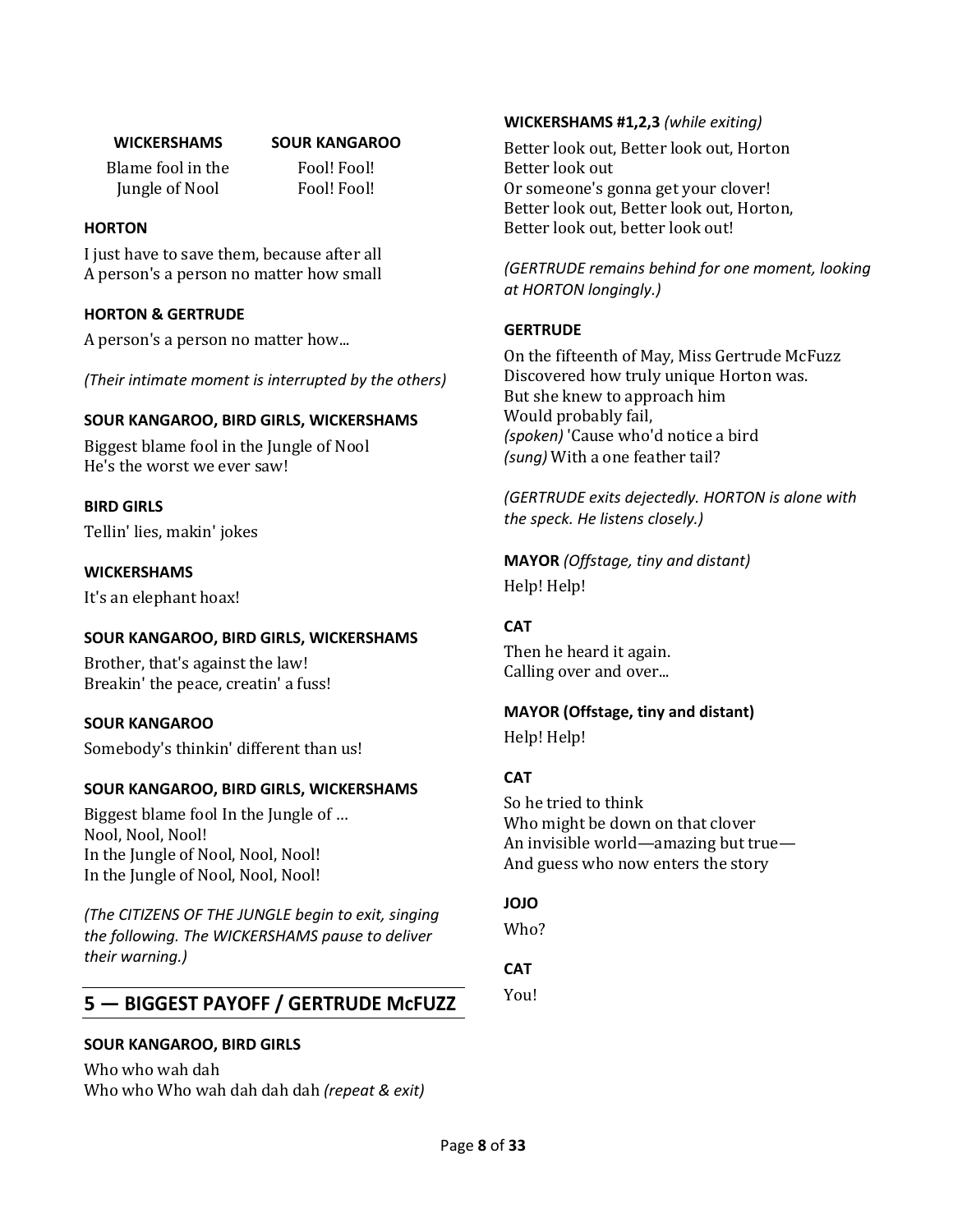| WICKERSHAMS | SOUR KANGAROO |
|---|---|
| Blame fool in the Jungle of Nool | Fool! Fool! Fool! Fool! |

**HORTON**

I just have to save them, because after all
A person's a person no matter how small

**HORTON & GERTRUDE**

A person's a person no matter how...

*(Their intimate moment is interrupted by the others)*

**SOUR KANGAROO, BIRD GIRLS, WICKERSHAMS**

Biggest blame fool in the Jungle of Nool
He's the worst we ever saw!

**BIRD GIRLS**

Tellin' lies, makin' jokes

**WICKERSHAMS**

It's an elephant hoax!

**SOUR KANGAROO, BIRD GIRLS, WICKERSHAMS**

Brother, that's against the law!
Breakin' the peace, creatin' a fuss!

**SOUR KANGAROO**

Somebody's thinkin' different than us!

**SOUR KANGAROO, BIRD GIRLS, WICKERSHAMS**

Biggest blame fool In the Jungle of …
Nool, Nool, Nool!
In the Jungle of Nool, Nool, Nool!
In the Jungle of Nool, Nool, Nool!

*(The CITIZENS OF THE JUNGLE begin to exit, singing the following. The WICKERSHAMS pause to deliver their warning.)*

## 5 — BIGGEST PAYOFF / GERTRUDE McFUZZ

**SOUR KANGAROO, BIRD GIRLS**

Who who wah dah
Who who Who wah dah dah dah *(repeat & exit)*

**WICKERSHAMS #1,2,3** *(while exiting)*

Better look out, Better look out, Horton
Better look out
Or someone's gonna get your clover!
Better look out, Better look out, Horton,
Better look out, better look out!

*(GERTRUDE remains behind for one moment, looking at HORTON longingly.)*

**GERTRUDE**

On the fifteenth of May, Miss Gertrude McFuzz
Discovered how truly unique Horton was.
But she knew to approach him
Would probably fail,
*(spoken)* 'Cause who'd notice a bird
*(sung)* With a one feather tail?

*(GERTRUDE exits dejectedly. HORTON is alone with the speck. He listens closely.)*

**MAYOR** *(Offstage, tiny and distant)*

Help! Help!

**CAT**

Then he heard it again.
Calling over and over...

**MAYOR (Offstage, tiny and distant)**

Help! Help!

**CAT**

So he tried to think
Who might be down on that clover
An invisible world—amazing but true—
And guess who now enters the story

**JOJO**

Who?

**CAT**

You!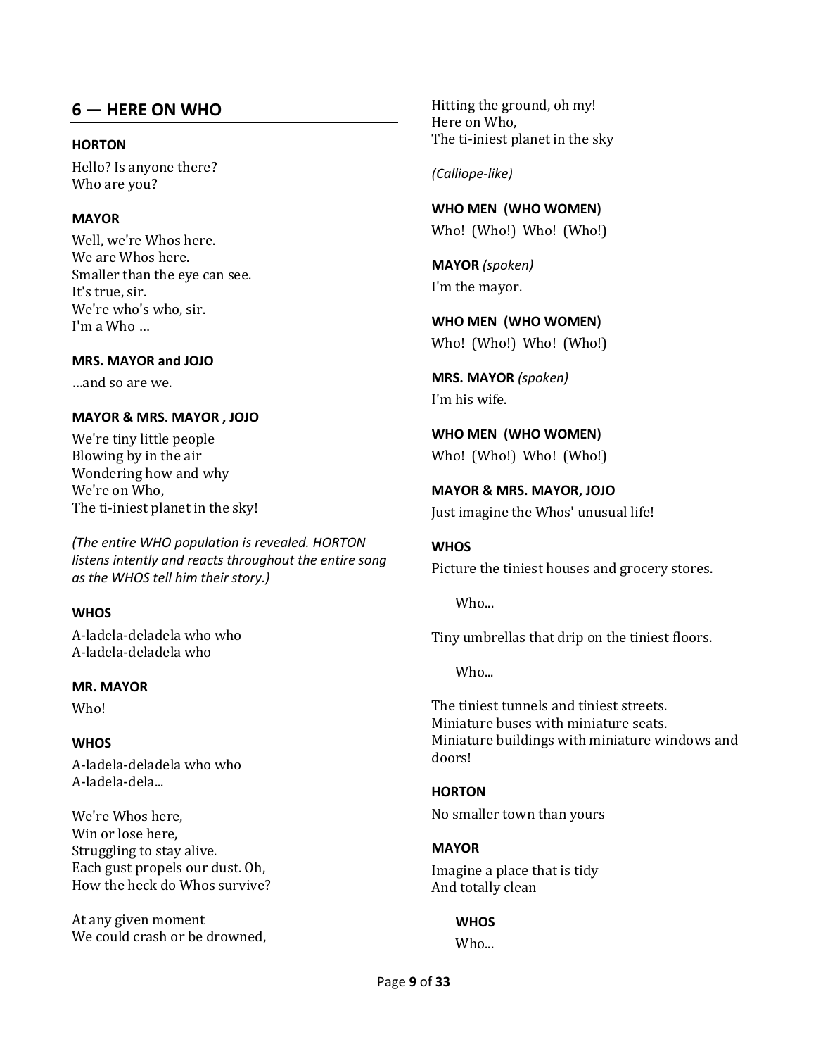## 6 — HERE ON WHO

**HORTON**

Hello? Is anyone there?
Who are you?

**MAYOR**

Well, we're Whos here.
We are Whos here.
Smaller than the eye can see.
It's true, sir.
We're who's who, sir.
I'm a Who …

**MRS. MAYOR and JOJO**

…and so are we.

**MAYOR & MRS. MAYOR , JOJO**

We're tiny little people
Blowing by in the air
Wondering how and why
We're on Who,
The ti-iniest planet in the sky!

*(The entire WHO population is revealed. HORTON listens intently and reacts throughout the entire song as the WHOS tell him their story.)*

**WHOS**

A-ladela-deladela who who
A-ladela-deladela who

**MR. MAYOR**

Who!

**WHOS**

A-ladela-deladela who who
A-ladela-dela...

We're Whos here,
Win or lose here,
Struggling to stay alive.
Each gust propels our dust. Oh,
How the heck do Whos survive?

At any given moment
We could crash or be drowned,
Hitting the ground, oh my!
Here on Who,
The ti-iniest planet in the sky

*(Calliope-like)*

**WHO MEN (WHO WOMEN)**

Who! (Who!) Who! (Who!)

**MAYOR** *(spoken)*

I'm the mayor.

**WHO MEN (WHO WOMEN)**

Who! (Who!) Who! (Who!)

**MRS. MAYOR** *(spoken)*

I'm his wife.

**WHO MEN (WHO WOMEN)**

Who! (Who!) Who! (Who!)

**MAYOR & MRS. MAYOR, JOJO**

Just imagine the Whos' unusual life!

**WHOS**

Picture the tiniest houses and grocery stores.

Who...

Tiny umbrellas that drip on the tiniest floors.

Who...

The tiniest tunnels and tiniest streets.
Miniature buses with miniature seats.
Miniature buildings with miniature windows and doors!

**HORTON**

No smaller town than yours

**MAYOR**

Imagine a place that is tidy
And totally clean

**WHOS**

Who...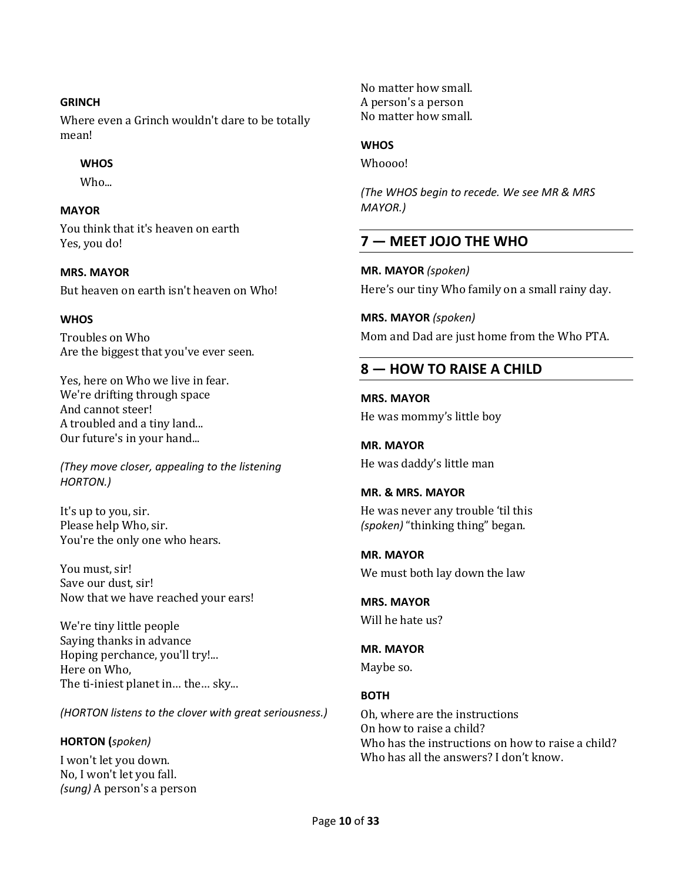**GRINCH**

Where even a Grinch wouldn't dare to be totally mean!

**WHOS**

Who...

**MAYOR**

You think that it's heaven on earth
Yes, you do!

**MRS. MAYOR**

But heaven on earth isn't heaven on Who!

**WHOS**

Troubles on Who
Are the biggest that you've ever seen.

Yes, here on Who we live in fear.
We're drifting through space
And cannot steer!
A troubled and a tiny land...
Our future's in your hand...

*(They move closer, appealing to the listening HORTON.)*

It's up to you, sir.
Please help Who, sir.
You're the only one who hears.

You must, sir!
Save our dust, sir!
Now that we have reached your ears!

We're tiny little people
Saying thanks in advance
Hoping perchance, you'll try!...
Here on Who,
The ti-iniest planet in… the… sky...

*(HORTON listens to the clover with great seriousness.)*

**HORTON (***spoken)*

I won't let you down.
No, I won't let you fall.
*(sung)* A person's a person
No matter how small.
A person's a person
No matter how small.

**WHOS**

Whoooo!

*(The WHOS begin to recede. We see MR & MRS MAYOR.)*

## 7 — MEET JOJO THE WHO

**MR. MAYOR** *(spoken)*

Here's our tiny Who family on a small rainy day.

**MRS. MAYOR** *(spoken)*

Mom and Dad are just home from the Who PTA.

## 8 — HOW TO RAISE A CHILD

**MRS. MAYOR**

He was mommy's little boy

**MR. MAYOR**

He was daddy's little man

**MR. & MRS. MAYOR**

He was never any trouble 'til this
*(spoken)* "thinking thing" began.

**MR. MAYOR**

We must both lay down the law

**MRS. MAYOR**

Will he hate us?

**MR. MAYOR**

Maybe so.

**BOTH**

Oh, where are the instructions
On how to raise a child?
Who has the instructions on how to raise a child?
Who has all the answers? I don't know.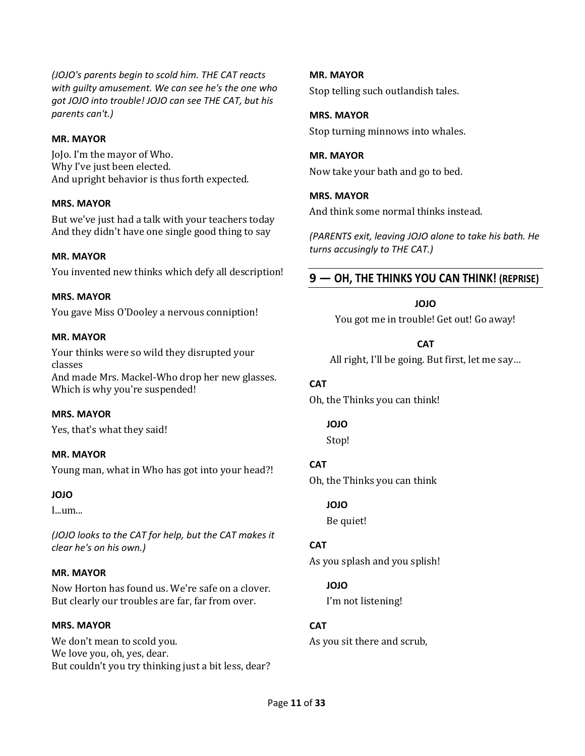*(JOJO's parents begin to scold him. THE CAT reacts with guilty amusement. We can see he's the one who got JOJO into trouble! JOJO can see THE CAT, but his parents can't.)*

**MR. MAYOR**

JoJo. I'm the mayor of Who.
Why I've just been elected.
And upright behavior is thus forth expected.

**MRS. MAYOR**

But we've just had a talk with your teachers today
And they didn't have one single good thing to say

**MR. MAYOR**

You invented new thinks which defy all description!

**MRS. MAYOR**

You gave Miss O'Dooley a nervous conniption!

**MR. MAYOR**

Your thinks were so wild they disrupted your classes
And made Mrs. Mackel-Who drop her new glasses.
Which is why you're suspended!

**MRS. MAYOR**

Yes, that's what they said!

**MR. MAYOR**

Young man, what in Who has got into your head?!

**JOJO**

I...um...

*(JOJO looks to the CAT for help, but the CAT makes it clear he's on his own.)*

**MR. MAYOR**

Now Horton has found us. We're safe on a clover.
But clearly our troubles are far, far from over.

**MRS. MAYOR**

We don't mean to scold you.
We love you, oh, yes, dear.
But couldn't you try thinking just a bit less, dear?

**MR. MAYOR**

Stop telling such outlandish tales.

**MRS. MAYOR**

Stop turning minnows into whales.

**MR. MAYOR**

Now take your bath and go to bed.

**MRS. MAYOR**

And think some normal thinks instead.

*(PARENTS exit, leaving JOJO alone to take his bath. He turns accusingly to THE CAT.)*

## 9 — OH, THE THINKS YOU CAN THINK! (REPRISE)

**JOJO**

You got me in trouble! Get out! Go away!

**CAT**

All right, I'll be going. But first, let me say…

**CAT**

Oh, the Thinks you can think!

**JOJO**

Stop!

**CAT**

Oh, the Thinks you can think

**JOJO**

Be quiet!

**CAT**

As you splash and you splish!

**JOJO**

I'm not listening!

**CAT**

As you sit there and scrub,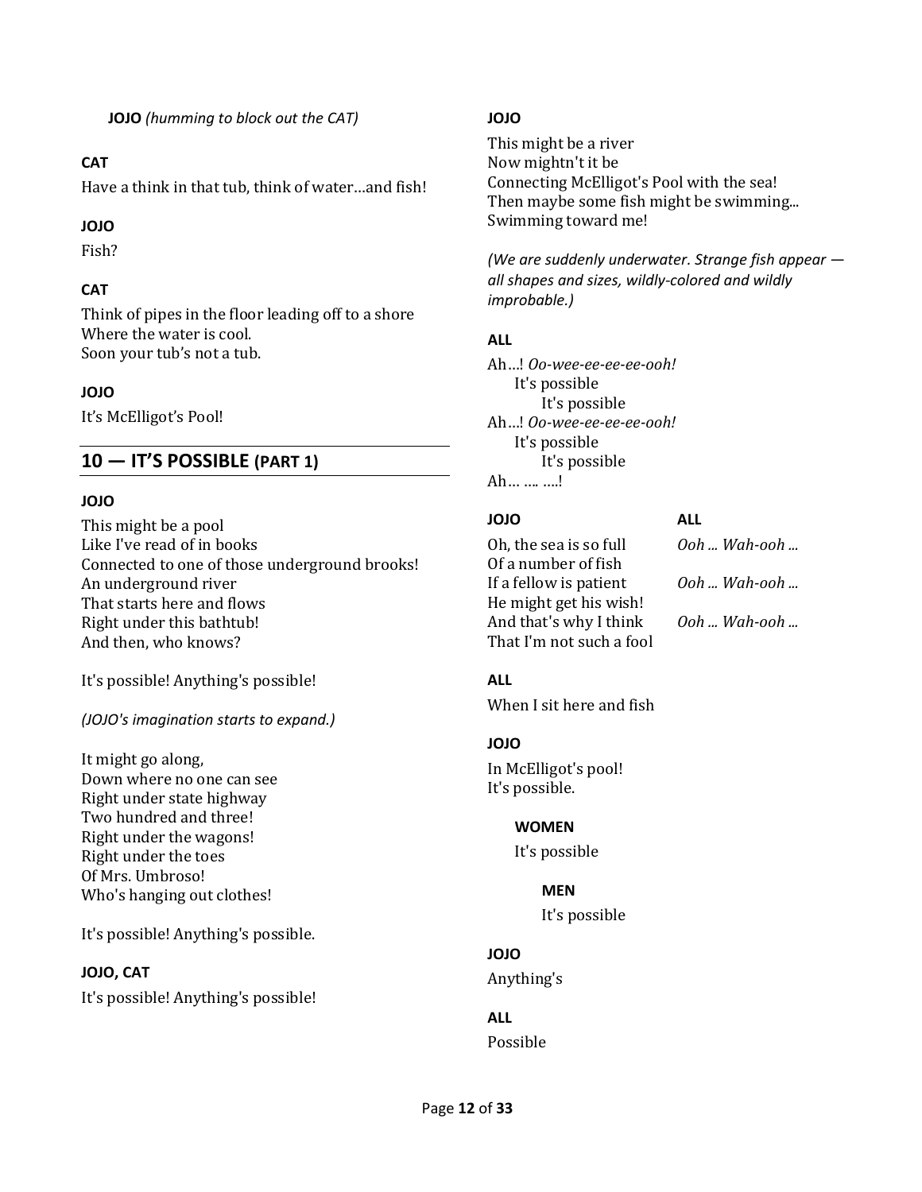**JOJO** *(humming to block out the CAT)*

**CAT**

Have a think in that tub, think of water…and fish!

**JOJO**

Fish?

**CAT**

Think of pipes in the floor leading off to a shore
Where the water is cool.
Soon your tub's not a tub.

**JOJO**

It's McElligot's Pool!

## 10 — IT'S POSSIBLE (PART 1)

**JOJO**

This might be a pool
Like I've read of in books
Connected to one of those underground brooks!
An underground river
That starts here and flows
Right under this bathtub!
And then, who knows?

It's possible! Anything's possible!

*(JOJO's imagination starts to expand.)*

It might go along,
Down where no one can see
Right under state highway
Two hundred and three!
Right under the wagons!
Right under the toes
Of Mrs. Umbroso!
Who's hanging out clothes!

It's possible! Anything's possible.

**JOJO, CAT**

It's possible! Anything's possible!

**JOJO**

This might be a river
Now mightn't it be
Connecting McElligot's Pool with the sea!
Then maybe some fish might be swimming...
Swimming toward me!

*(We are suddenly underwater. Strange fish appear — all shapes and sizes, wildly-colored and wildly improbable.)*

**ALL**

Ah…! *Oo-wee-ee-ee-ee-ooh!*
 It's possible
  It's possible
Ah…! *Oo-wee-ee-ee-ee-ooh!*
 It's possible
  It's possible
Ah… …. ….!

| **JOJO** | **ALL** |
|---|---|
| Oh, the sea is so full | *Ooh ... Wah-ooh ...* |
| Of a number of fish | |
| If a fellow is patient | *Ooh ... Wah-ooh ...* |
| He might get his wish! | |
| And that's why I think | *Ooh ... Wah-ooh ...* |
| That I'm not such a fool | |

**ALL**

When I sit here and fish

**JOJO**

In McElligot's pool!
It's possible.

**WOMEN**

It's possible

**MEN**

It's possible

**JOJO**

Anything's

**ALL**

Possible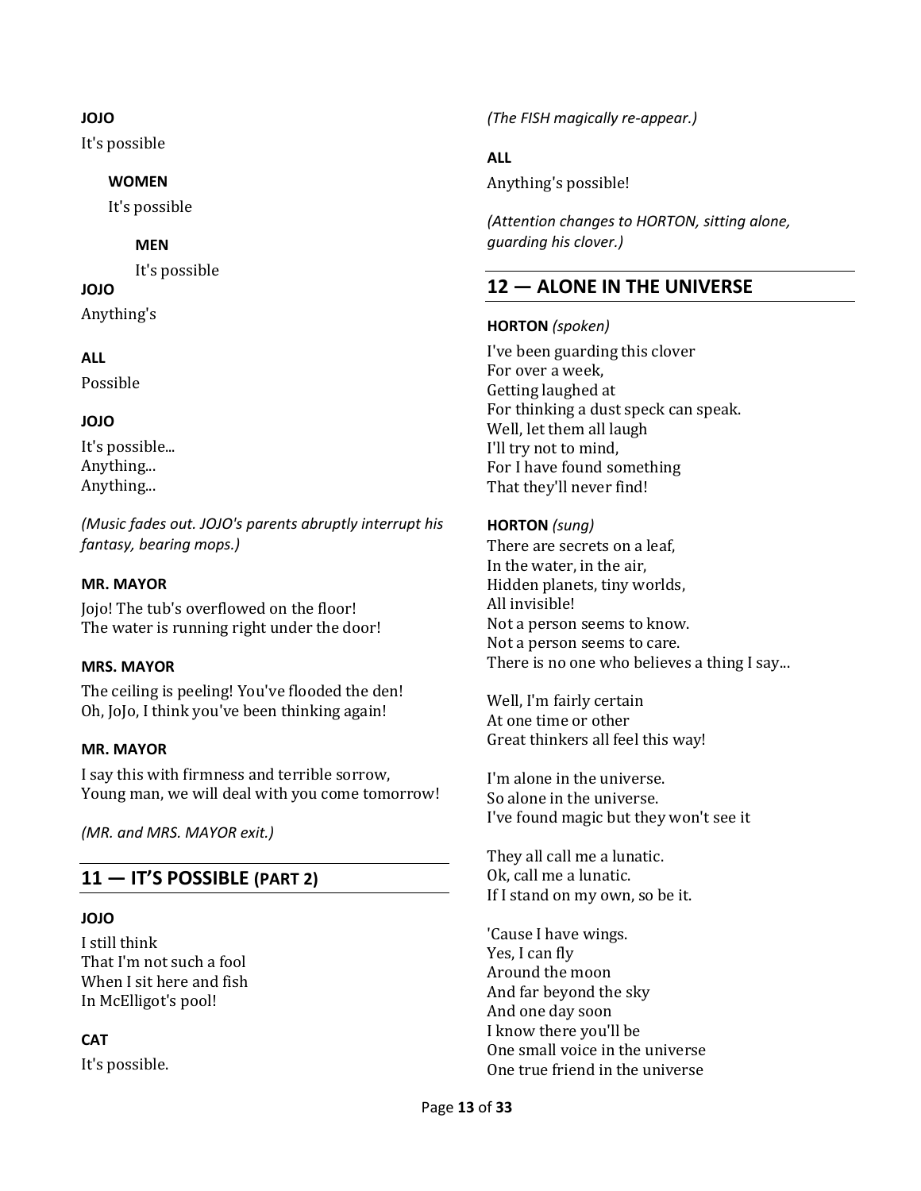**JOJO**

It's possible

**WOMEN**

It's possible

**MEN**

It's possible

**JOJO**

Anything's

**ALL**

Possible

**JOJO**

It's possible...
Anything...
Anything...

*(Music fades out. JOJO's parents abruptly interrupt his fantasy, bearing mops.)*

**MR. MAYOR**

Jojo! The tub's overflowed on the floor!
The water is running right under the door!

**MRS. MAYOR**

The ceiling is peeling! You've flooded the den!
Oh, JoJo, I think you've been thinking again!

**MR. MAYOR**

I say this with firmness and terrible sorrow,
Young man, we will deal with you come tomorrow!

*(MR. and MRS. MAYOR exit.)*

## 11 — IT'S POSSIBLE (PART 2)

**JOJO**

I still think
That I'm not such a fool
When I sit here and fish
In McElligot's pool!

**CAT**

It's possible.

*(The FISH magically re-appear.)*

**ALL**

Anything's possible!

*(Attention changes to HORTON, sitting alone, guarding his clover.)*

## 12 — ALONE IN THE UNIVERSE

**HORTON** *(spoken)*

I've been guarding this clover
For over a week,
Getting laughed at
For thinking a dust speck can speak.
Well, let them all laugh
I'll try not to mind,
For I have found something
That they'll never find!

**HORTON** *(sung)*

There are secrets on a leaf,
In the water, in the air,
Hidden planets, tiny worlds,
All invisible!
Not a person seems to know.
Not a person seems to care.
There is no one who believes a thing I say...

Well, I'm fairly certain
At one time or other
Great thinkers all feel this way!

I'm alone in the universe.
So alone in the universe.
I've found magic but they won't see it

They all call me a lunatic.
Ok, call me a lunatic.
If I stand on my own, so be it.

'Cause I have wings.
Yes, I can fly
Around the moon
And far beyond the sky
And one day soon
I know there you'll be
One small voice in the universe
One true friend in the universe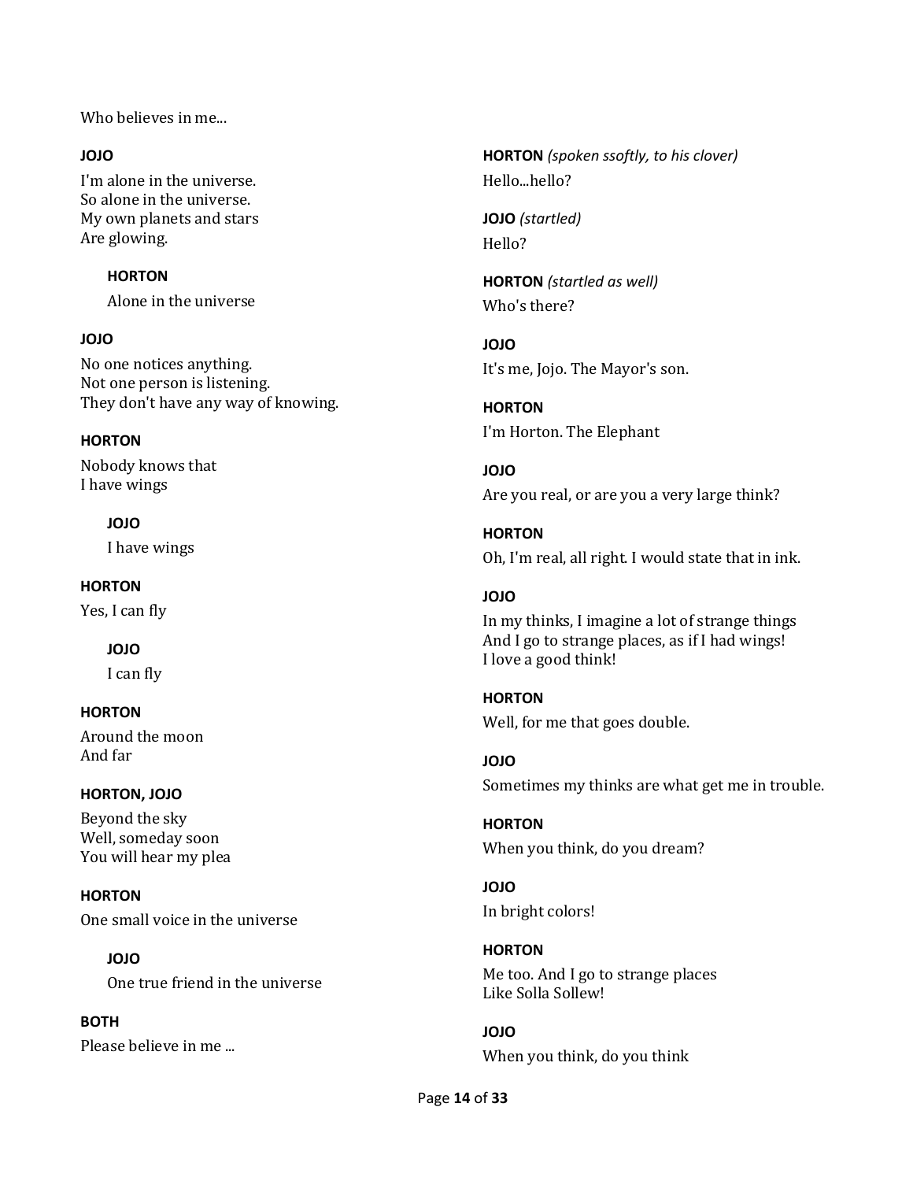Who believes in me...

**JOJO**

I'm alone in the universe.
So alone in the universe.
My own planets and stars
Are glowing.

**HORTON**

Alone in the universe

**JOJO**

No one notices anything.
Not one person is listening.
They don't have any way of knowing.

**HORTON**

Nobody knows that
I have wings

**JOJO**

I have wings

**HORTON**

Yes, I can fly

**JOJO**

I can fly

**HORTON**

Around the moon
And far

**HORTON, JOJO**

Beyond the sky
Well, someday soon
You will hear my plea

**HORTON**

One small voice in the universe

**JOJO**

One true friend in the universe

**BOTH**

Please believe in me ...

**HORTON** *(spoken ssoftly, to his clover)*

Hello...hello?

**JOJO** *(startled)*

Hello?

**HORTON** *(startled as well)*

Who's there?

**JOJO**

It's me, Jojo. The Mayor's son.

**HORTON**

I'm Horton. The Elephant

**JOJO**

Are you real, or are you a very large think?

**HORTON**

Oh, I'm real, all right. I would state that in ink.

**JOJO**

In my thinks, I imagine a lot of strange things
And I go to strange places, as if I had wings!
I love a good think!

**HORTON**

Well, for me that goes double.

**JOJO**

Sometimes my thinks are what get me in trouble.

**HORTON**

When you think, do you dream?

**JOJO**

In bright colors!

**HORTON**

Me too. And I go to strange places
Like Solla Sollew!

**JOJO**

When you think, do you think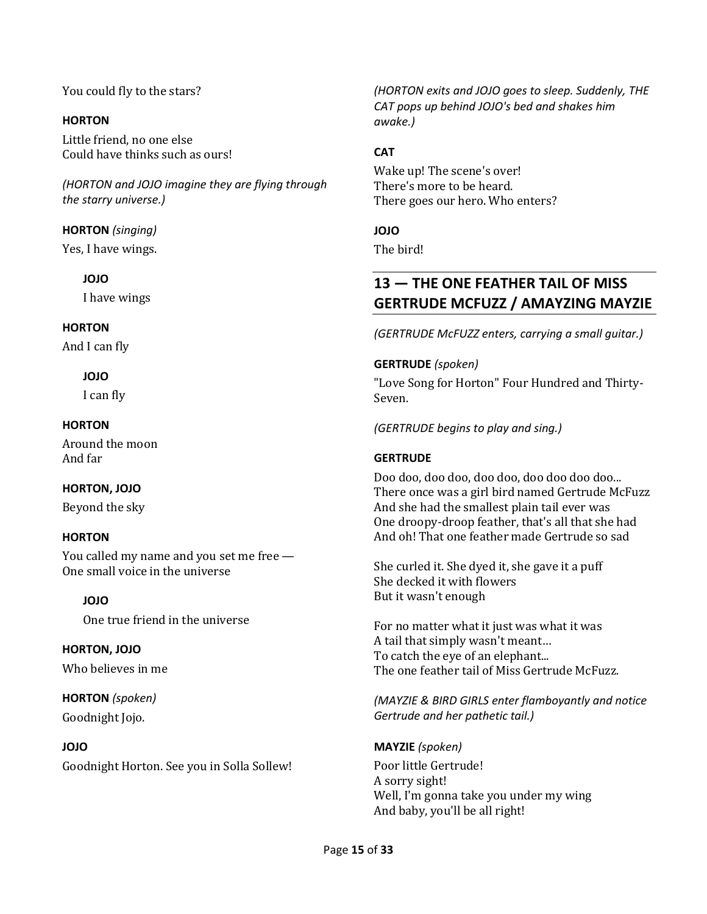You could fly to the stars?

**HORTON**

Little friend, no one else
Could have thinks such as ours!

*(HORTON and JOJO imagine they are flying through the starry universe.)*

**HORTON** *(singing)*

Yes, I have wings.

**JOJO**

I have wings

**HORTON**

And I can fly

**JOJO**

I can fly

**HORTON**

Around the moon
And far

**HORTON, JOJO**

Beyond the sky

**HORTON**

You called my name and you set me free —
One small voice in the universe

**JOJO**

One true friend in the universe

**HORTON, JOJO**

Who believes in me

**HORTON** *(spoken)*

Goodnight Jojo.

**JOJO**

Goodnight Horton. See you in Solla Sollew!

*(HORTON exits and JOJO goes to sleep. Suddenly, THE CAT pops up behind JOJO's bed and shakes him awake.)*

**CAT**

Wake up! The scene's over!
There's more to be heard.
There goes our hero. Who enters?

**JOJO**

The bird!

## 13 — THE ONE FEATHER TAIL OF MISS GERTRUDE MCFUZZ / AMAYZING MAYZIE

*(GERTRUDE McFUZZ enters, carrying a small guitar.)*

**GERTRUDE** *(spoken)*

"Love Song for Horton" Four Hundred and Thirty-Seven.

*(GERTRUDE begins to play and sing.)*

**GERTRUDE**

Doo doo, doo doo, doo doo, doo doo doo doo...
There once was a girl bird named Gertrude McFuzz
And she had the smallest plain tail ever was
One droopy-droop feather, that's all that she had
And oh! That one feather made Gertrude so sad

She curled it. She dyed it, she gave it a puff
She decked it with flowers
But it wasn't enough

For no matter what it just was what it was
A tail that simply wasn't meant…
To catch the eye of an elephant...
The one feather tail of Miss Gertrude McFuzz.

*(MAYZIE & BIRD GIRLS enter flamboyantly and notice Gertrude and her pathetic tail.)*

**MAYZIE** *(spoken)*

Poor little Gertrude!
A sorry sight!
Well, I'm gonna take you under my wing
And baby, you'll be all right!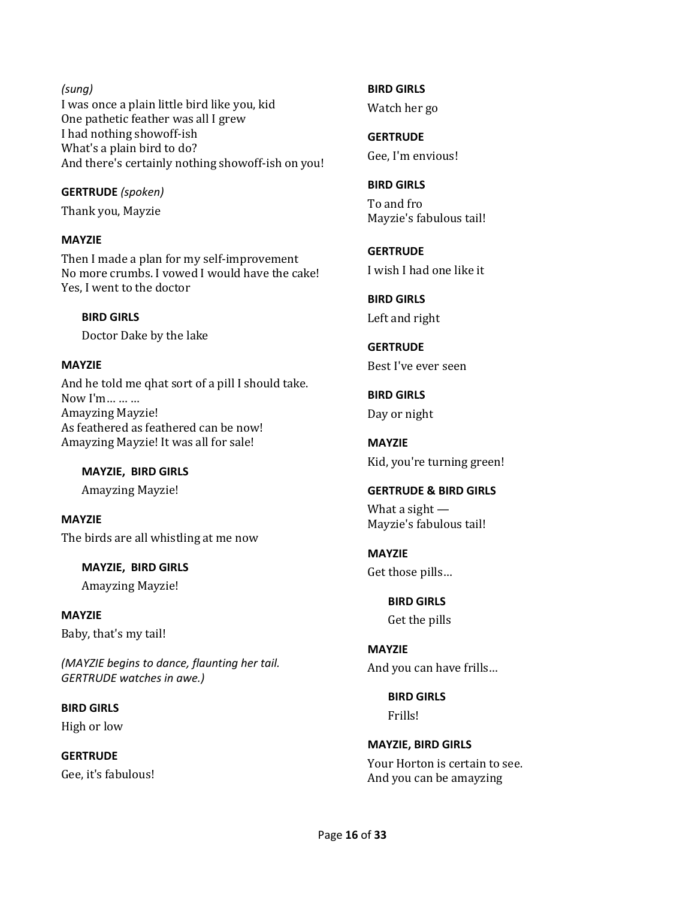*(sung)*
I was once a plain little bird like you, kid
One pathetic feather was all I grew
I had nothing showoff-ish
What's a plain bird to do?
And there's certainly nothing showoff-ish on you!

**GERTRUDE** *(spoken)*

Thank you, Mayzie

**MAYZIE**

Then I made a plan for my self-improvement
No more crumbs. I vowed I would have the cake!
Yes, I went to the doctor

> **BIRD GIRLS**
>
> Doctor Dake by the lake

**MAYZIE**

And he told me qhat sort of a pill I should take.
Now I'm… … …
Amayzing Mayzie!
As feathered as feathered can be now!
Amayzing Mayzie! It was all for sale!

> **MAYZIE, BIRD GIRLS**
>
> Amayzing Mayzie!

**MAYZIE**

The birds are all whistling at me now

> **MAYZIE, BIRD GIRLS**
>
> Amayzing Mayzie!

**MAYZIE**

Baby, that's my tail!

*(MAYZIE begins to dance, flaunting her tail. GERTRUDE watches in awe.)*

**BIRD GIRLS**

High or low

**GERTRUDE**

Gee, it's fabulous!

**BIRD GIRLS**

Watch her go

**GERTRUDE**

Gee, I'm envious!

**BIRD GIRLS**

To and fro
Mayzie's fabulous tail!

**GERTRUDE**

I wish I had one like it

**BIRD GIRLS**

Left and right

**GERTRUDE**

Best I've ever seen

**BIRD GIRLS**

Day or night

**MAYZIE**

Kid, you're turning green!

**GERTRUDE & BIRD GIRLS**

What a sight —
Mayzie's fabulous tail!

**MAYZIE**

Get those pills…

> **BIRD GIRLS**
>
> Get the pills

**MAYZIE**

And you can have frills…

> **BIRD GIRLS**
>
> Frills!

**MAYZIE, BIRD GIRLS**

Your Horton is certain to see.
And you can be amayzing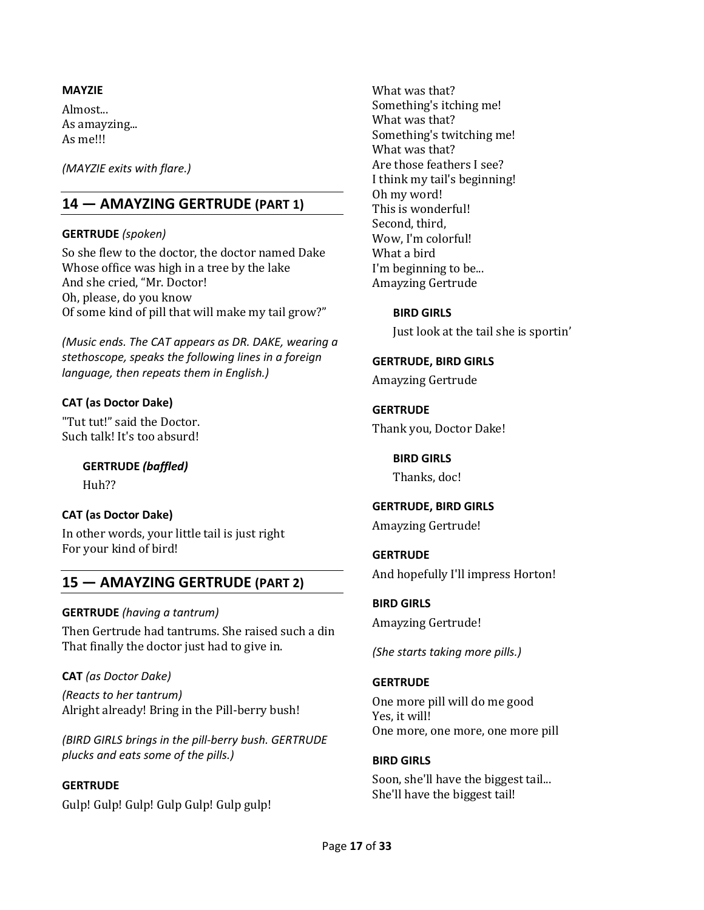**MAYZIE**

Almost...
As amayzing...
As me!!!

*(MAYZIE exits with flare.)*

## 14 — AMAYZING GERTRUDE (PART 1)

**GERTRUDE** *(spoken)*

So she flew to the doctor, the doctor named Dake
Whose office was high in a tree by the lake
And she cried, "Mr. Doctor!
Oh, please, do you know
Of some kind of pill that will make my tail grow?"

*(Music ends. The CAT appears as DR. DAKE, wearing a stethoscope, speaks the following lines in a foreign language, then repeats them in English.)*

**CAT (as Doctor Dake)**

"Tut tut!" said the Doctor.
Such talk! It's too absurd!

**GERTRUDE** ***(baffled)***

Huh??

**CAT (as Doctor Dake)**

In other words, your little tail is just right
For your kind of bird!

## 15 — AMAYZING GERTRUDE (PART 2)

**GERTRUDE** *(having a tantrum)*

Then Gertrude had tantrums. She raised such a din
That finally the doctor just had to give in.

**CAT** *(as Doctor Dake)*

*(Reacts to her tantrum)*
Alright already! Bring in the Pill-berry bush!

*(BIRD GIRLS brings in the pill-berry bush. GERTRUDE plucks and eats some of the pills.)*

**GERTRUDE**

Gulp! Gulp! Gulp! Gulp Gulp! Gulp gulp!
What was that?
Something's itching me!
What was that?
Something's twitching me!
What was that?
Are those feathers I see?
I think my tail's beginning!
Oh my word!
This is wonderful!
Second, third,
Wow, I'm colorful!
What a bird
I'm beginning to be...
Amayzing Gertrude

**BIRD GIRLS**

Just look at the tail she is sportin'

**GERTRUDE, BIRD GIRLS**

Amayzing Gertrude

**GERTRUDE**

Thank you, Doctor Dake!

**BIRD GIRLS**

Thanks, doc!

**GERTRUDE, BIRD GIRLS**

Amayzing Gertrude!

**GERTRUDE**

And hopefully I'll impress Horton!

**BIRD GIRLS**

Amayzing Gertrude!

*(She starts taking more pills.)*

**GERTRUDE**

One more pill will do me good
Yes, it will!
One more, one more, one more pill

**BIRD GIRLS**

Soon, she'll have the biggest tail...
She'll have the biggest tail!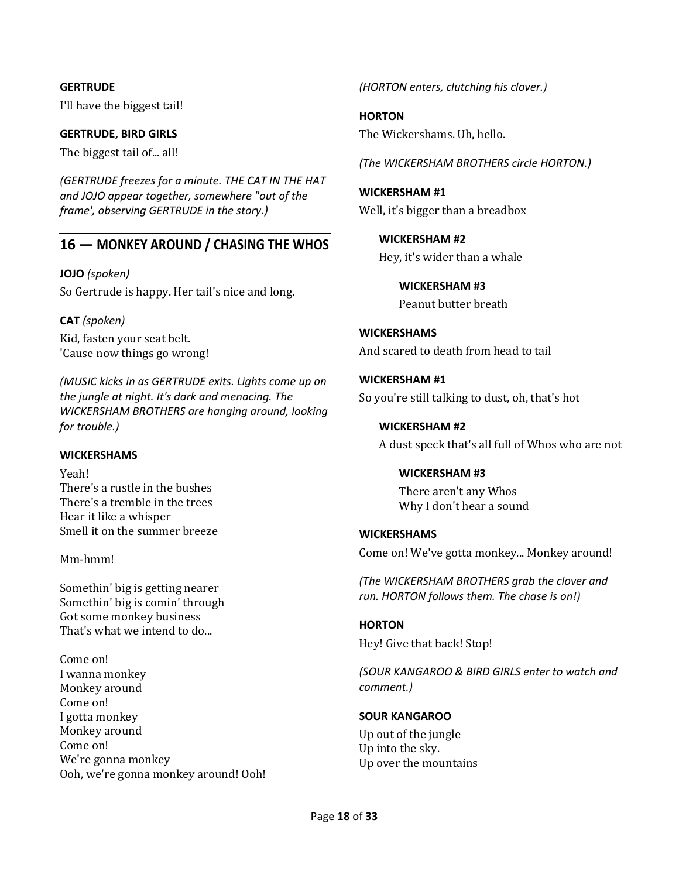**GERTRUDE**

I'll have the biggest tail!

**GERTRUDE, BIRD GIRLS**

The biggest tail of... all!

*(GERTRUDE freezes for a minute. THE CAT IN THE HAT and JOJO appear together, somewhere "out of the frame', observing GERTRUDE in the story.)*

## 16 — MONKEY AROUND / CHASING THE WHOS

**JOJO** *(spoken)*

So Gertrude is happy. Her tail's nice and long.

**CAT** *(spoken)*

Kid, fasten your seat belt.
'Cause now things go wrong!

*(MUSIC kicks in as GERTRUDE exits. Lights come up on the jungle at night. It's dark and menacing. The WICKERSHAM BROTHERS are hanging around, looking for trouble.)*

**WICKERSHAMS**

Yeah!
There's a rustle in the bushes
There's a tremble in the trees
Hear it like a whisper
Smell it on the summer breeze

Mm-hmm!

Somethin' big is getting nearer
Somethin' big is comin' through
Got some monkey business
That's what we intend to do...

Come on!
I wanna monkey
Monkey around
Come on!
I gotta monkey
Monkey around
Come on!
We're gonna monkey
Ooh, we're gonna monkey around! Ooh!

*(HORTON enters, clutching his clover.)*

**HORTON**

The Wickershams. Uh, hello.

*(The WICKERSHAM BROTHERS circle HORTON.)*

**WICKERSHAM #1**

Well, it's bigger than a breadbox

**WICKERSHAM #2**

Hey, it's wider than a whale

**WICKERSHAM #3**

Peanut butter breath

**WICKERSHAMS**

And scared to death from head to tail

**WICKERSHAM #1**

So you're still talking to dust, oh, that's hot

**WICKERSHAM #2**

A dust speck that's all full of Whos who are not

**WICKERSHAM #3**

There aren't any Whos
Why I don't hear a sound

**WICKERSHAMS**

Come on! We've gotta monkey... Monkey around!

*(The WICKERSHAM BROTHERS grab the clover and run. HORTON follows them. The chase is on!)*

**HORTON**

Hey! Give that back! Stop!

*(SOUR KANGAROO & BIRD GIRLS enter to watch and comment.)*

**SOUR KANGAROO**

Up out of the jungle
Up into the sky.
Up over the mountains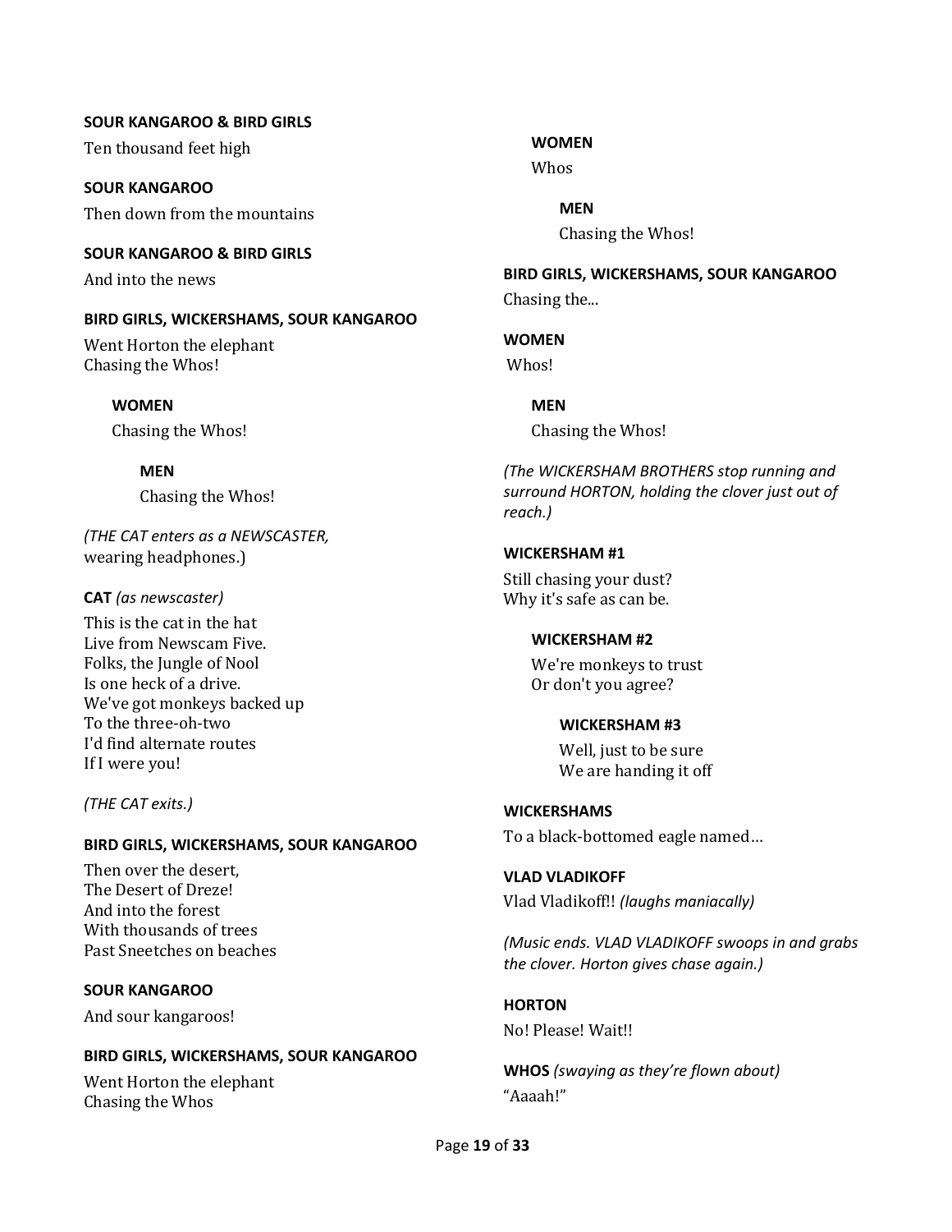**SOUR KANGAROO & BIRD GIRLS**
Ten thousand feet high

**SOUR KANGAROO**
Then down from the mountains

**SOUR KANGAROO & BIRD GIRLS**
And into the news

**BIRD GIRLS, WICKERSHAMS, SOUR KANGAROO**
Went Horton the elephant
Chasing the Whos!

**WOMEN**
Chasing the Whos!

**MEN**
Chasing the Whos!

*(THE CAT enters as a NEWSCASTER,* wearing headphones.)

**CAT** *(as newscaster)*
This is the cat in the hat
Live from Newscam Five.
Folks, the Jungle of Nool
Is one heck of a drive.
We've got monkeys backed up
To the three-oh-two
I'd find alternate routes
If I were you!

*(THE CAT exits.)*

**BIRD GIRLS, WICKERSHAMS, SOUR KANGAROO**
Then over the desert,
The Desert of Dreze!
And into the forest
With thousands of trees
Past Sneetches on beaches

**SOUR KANGAROO**
And sour kangaroos!

**BIRD GIRLS, WICKERSHAMS, SOUR KANGAROO**
Went Horton the elephant
Chasing the Whos

**WOMEN**
Whos

**MEN**
Chasing the Whos!

**BIRD GIRLS, WICKERSHAMS, SOUR KANGAROO**
Chasing the...

**WOMEN**
Whos!

**MEN**
Chasing the Whos!

*(The WICKERSHAM BROTHERS stop running and surround HORTON, holding the clover just out of reach.)*

**WICKERSHAM #1**
Still chasing your dust?
Why it's safe as can be.

**WICKERSHAM #2**
We're monkeys to trust
Or don't you agree?

**WICKERSHAM #3**
Well, just to be sure
We are handing it off

**WICKERSHAMS**
To a black-bottomed eagle named…

**VLAD VLADIKOFF**
Vlad Vladikoff!! *(laughs maniacally)*

*(Music ends. VLAD VLADIKOFF swoops in and grabs the clover. Horton gives chase again.)*

**HORTON**
No! Please! Wait!!

**WHOS** *(swaying as they're flown about)*
"Aaaah!"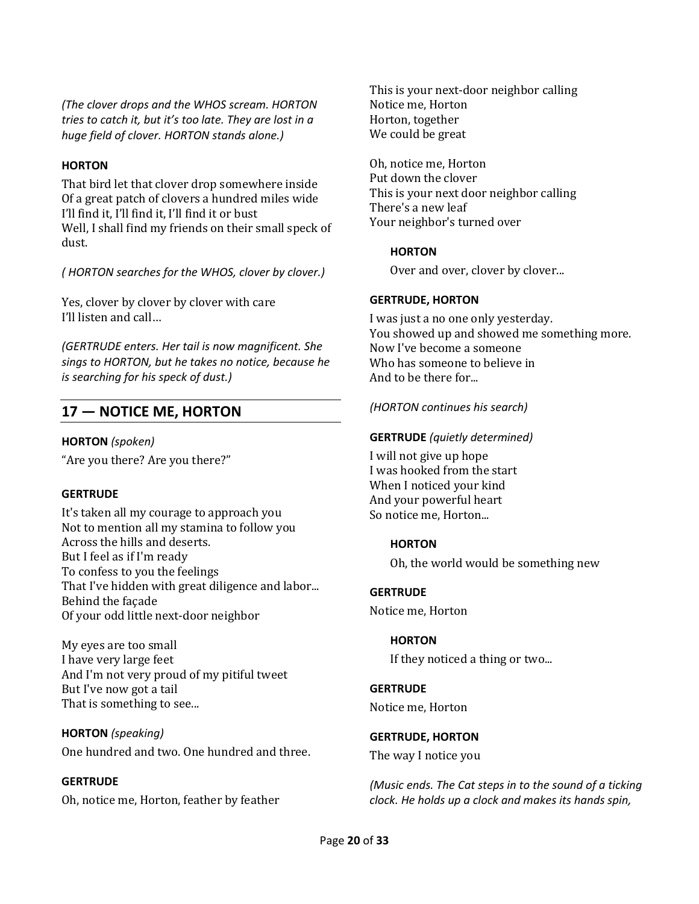*(The clover drops and the WHOS scream. HORTON tries to catch it, but it's too late. They are lost in a huge field of clover. HORTON stands alone.)*

**HORTON**

That bird let that clover drop somewhere inside
Of a great patch of clovers a hundred miles wide
I'll find it, I'll find it, I'll find it or bust
Well, I shall find my friends on their small speck of dust.

*( HORTON searches for the WHOS, clover by clover.)*

Yes, clover by clover by clover with care
I'll listen and call…

*(GERTRUDE enters. Her tail is now magnificent. She sings to HORTON, but he takes no notice, because he is searching for his speck of dust.)*

## 17 — NOTICE ME, HORTON

**HORTON** *(spoken)*

"Are you there? Are you there?"

**GERTRUDE**

It's taken all my courage to approach you
Not to mention all my stamina to follow you
Across the hills and deserts.
But I feel as if I'm ready
To confess to you the feelings
That I've hidden with great diligence and labor...
Behind the façade
Of your odd little next-door neighbor

My eyes are too small
I have very large feet
And I'm not very proud of my pitiful tweet
But I've now got a tail
That is something to see...

**HORTON** *(speaking)*

One hundred and two. One hundred and three.

**GERTRUDE**

Oh, notice me, Horton, feather by feather
This is your next-door neighbor calling
Notice me, Horton
Horton, together
We could be great

Oh, notice me, Horton
Put down the clover
This is your next door neighbor calling
There's a new leaf
Your neighbor's turned over

**HORTON**

Over and over, clover by clover...

**GERTRUDE, HORTON**

I was just a no one only yesterday.
You showed up and showed me something more.
Now I've become a someone
Who has someone to believe in
And to be there for...

*(HORTON continues his search)*

**GERTRUDE** *(quietly determined)*

I will not give up hope
I was hooked from the start
When I noticed your kind
And your powerful heart
So notice me, Horton...

**HORTON**

Oh, the world would be something new

**GERTRUDE**

Notice me, Horton

**HORTON**

If they noticed a thing or two...

**GERTRUDE**

Notice me, Horton

**GERTRUDE, HORTON**

The way I notice you

*(Music ends. The Cat steps in to the sound of a ticking clock. He holds up a clock and makes its hands spin,*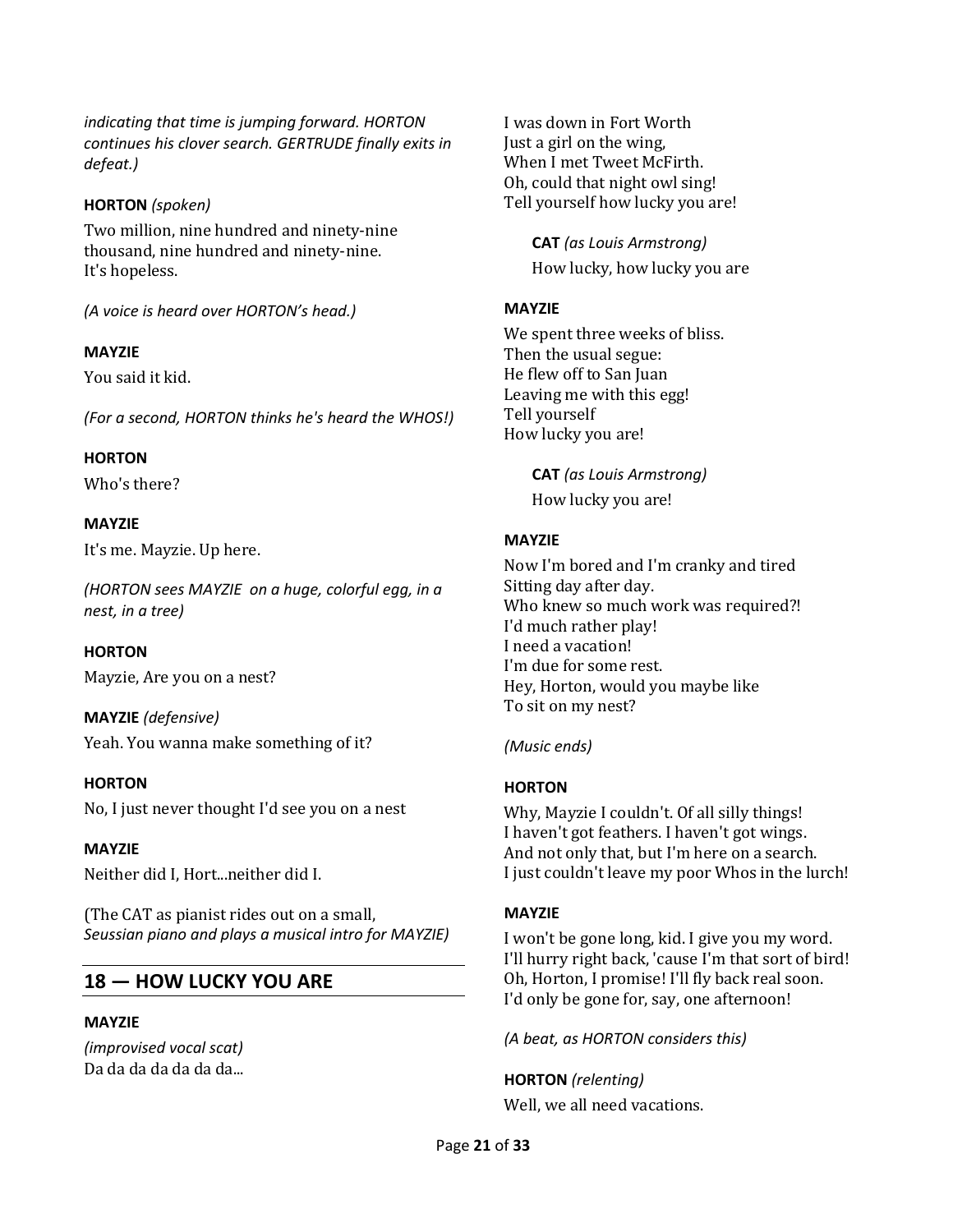*indicating that time is jumping forward. HORTON continues his clover search. GERTRUDE finally exits in defeat.)*

**HORTON** *(spoken)*

Two million, nine hundred and ninety-nine thousand, nine hundred and ninety-nine.
It's hopeless.

*(A voice is heard over HORTON's head.)*

**MAYZIE**

You said it kid.

*(For a second, HORTON thinks he's heard the WHOS!)*

**HORTON**

Who's there?

**MAYZIE**

It's me. Mayzie. Up here.

*(HORTON sees MAYZIE on a huge, colorful egg, in a nest, in a tree)*

**HORTON**

Mayzie, Are you on a nest?

**MAYZIE** *(defensive)*

Yeah. You wanna make something of it?

**HORTON**

No, I just never thought I'd see you on a nest

**MAYZIE**

Neither did I, Hort...neither did I.

(The CAT as pianist rides out on a small, *Seussian piano and plays a musical intro for MAYZIE)*

## 18 — HOW LUCKY YOU ARE

**MAYZIE**

*(improvised vocal scat)*
Da da da da da da da...

I was down in Fort Worth
Just a girl on the wing,
When I met Tweet McFirth.
Oh, could that night owl sing!
Tell yourself how lucky you are!

**CAT** *(as Louis Armstrong)*

How lucky, how lucky you are

**MAYZIE**

We spent three weeks of bliss.
Then the usual segue:
He flew off to San Juan
Leaving me with this egg!
Tell yourself
How lucky you are!

**CAT** *(as Louis Armstrong)*

How lucky you are!

**MAYZIE**

Now I'm bored and I'm cranky and tired
Sitting day after day.
Who knew so much work was required?!
I'd much rather play!
I need a vacation!
I'm due for some rest.
Hey, Horton, would you maybe like
To sit on my nest?

*(Music ends)*

**HORTON**

Why, Mayzie I couldn't. Of all silly things!
I haven't got feathers. I haven't got wings.
And not only that, but I'm here on a search.
I just couldn't leave my poor Whos in the lurch!

**MAYZIE**

I won't be gone long, kid. I give you my word.
I'll hurry right back, 'cause I'm that sort of bird!
Oh, Horton, I promise! I'll fly back real soon.
I'd only be gone for, say, one afternoon!

*(A beat, as HORTON considers this)*

**HORTON** *(relenting)*

Well, we all need vacations.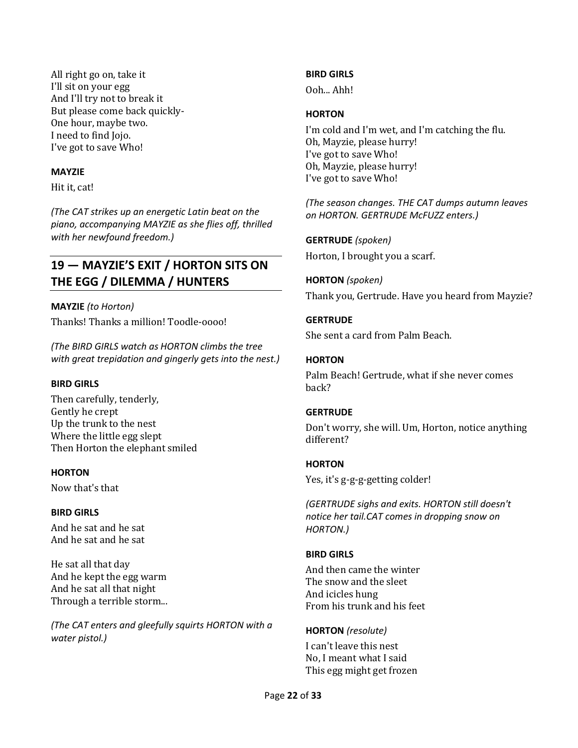All right go on, take it
I'll sit on your egg
And I'll try not to break it
But please come back quickly-
One hour, maybe two.
I need to find Jojo.
I've got to save Who!

**MAYZIE**

Hit it, cat!

*(The CAT strikes up an energetic Latin beat on the piano, accompanying MAYZIE as she flies off, thrilled with her newfound freedom.)*

## 19 — MAYZIE'S EXIT / HORTON SITS ON THE EGG / DILEMMA / HUNTERS

**MAYZIE** *(to Horton)*

Thanks! Thanks a million! Toodle-oooo!

*(The BIRD GIRLS watch as HORTON climbs the tree with great trepidation and gingerly gets into the nest.)*

**BIRD GIRLS**

Then carefully, tenderly,
Gently he crept
Up the trunk to the nest
Where the little egg slept
Then Horton the elephant smiled

**HORTON**

Now that's that

**BIRD GIRLS**

And he sat and he sat
And he sat and he sat

He sat all that day
And he kept the egg warm
And he sat all that night
Through a terrible storm...

*(The CAT enters and gleefully squirts HORTON with a water pistol.)*

**BIRD GIRLS**

Ooh... Ahh!

**HORTON**

I'm cold and I'm wet, and I'm catching the flu.
Oh, Mayzie, please hurry!
I've got to save Who!
Oh, Mayzie, please hurry!
I've got to save Who!

*(The season changes. THE CAT dumps autumn leaves on HORTON. GERTRUDE McFUZZ enters.)*

**GERTRUDE** *(spoken)*

Horton, I brought you a scarf.

**HORTON** *(spoken)*

Thank you, Gertrude. Have you heard from Mayzie?

**GERTRUDE**

She sent a card from Palm Beach.

**HORTON**

Palm Beach! Gertrude, what if she never comes back?

**GERTRUDE**

Don't worry, she will. Um, Horton, notice anything different?

**HORTON**

Yes, it's g-g-g-getting colder!

*(GERTRUDE sighs and exits. HORTON still doesn't notice her tail.CAT comes in dropping snow on HORTON.)*

**BIRD GIRLS**

And then came the winter
The snow and the sleet
And icicles hung
From his trunk and his feet

**HORTON** *(resolute)*

I can't leave this nest
No, I meant what I said
This egg might get frozen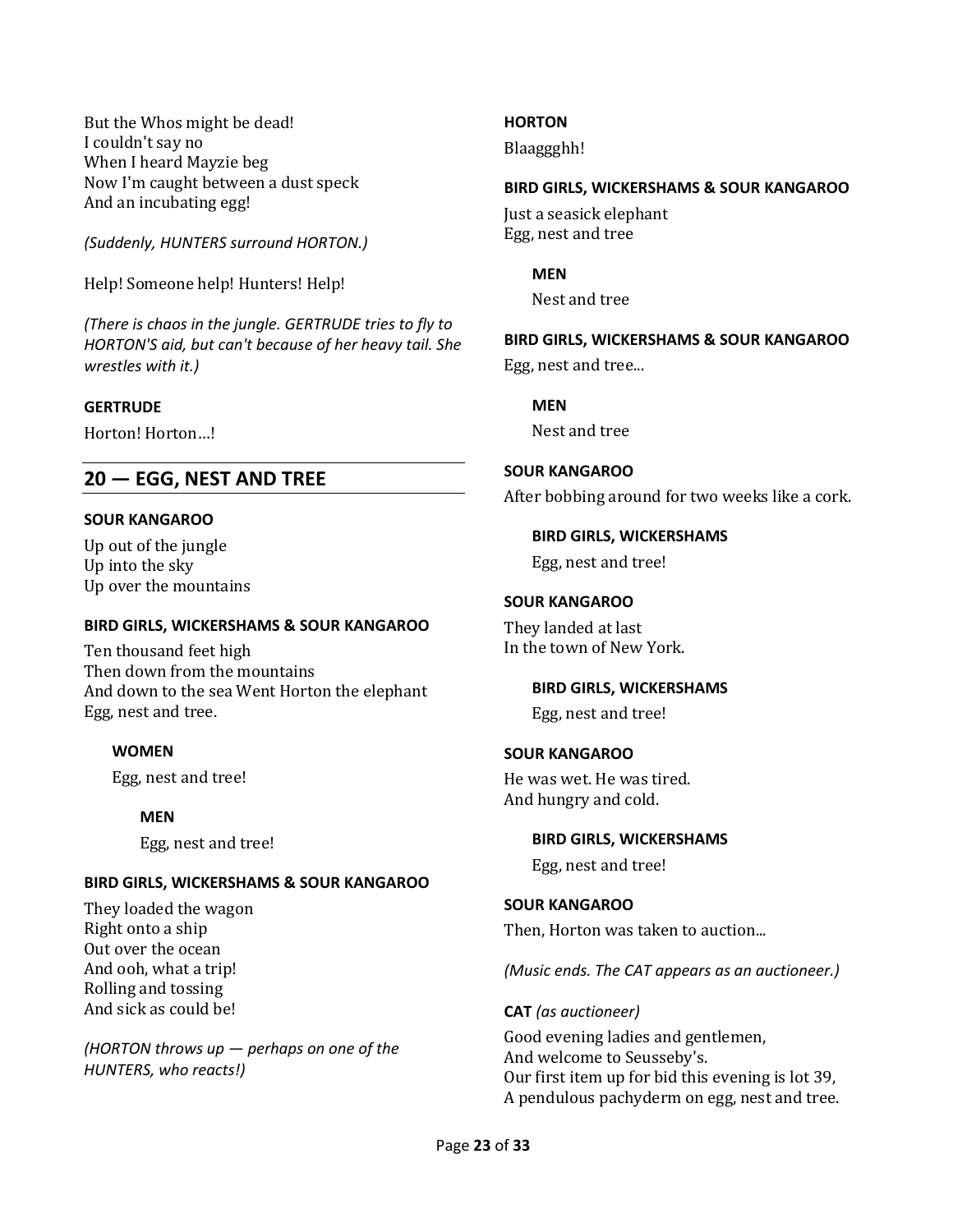But the Whos might be dead!
I couldn't say no
When I heard Mayzie beg
Now I'm caught between a dust speck
And an incubating egg!

*(Suddenly, HUNTERS surround HORTON.)*

Help! Someone help! Hunters! Help!

*(There is chaos in the jungle. GERTRUDE tries to fly to HORTON'S aid, but can't because of her heavy tail. She wrestles with it.)*

**GERTRUDE**

Horton! Horton…!

## 20 — EGG, NEST AND TREE

**SOUR KANGAROO**

Up out of the jungle
Up into the sky
Up over the mountains

**BIRD GIRLS, WICKERSHAMS & SOUR KANGAROO**

Ten thousand feet high
Then down from the mountains
And down to the sea Went Horton the elephant
Egg, nest and tree.

**WOMEN**

Egg, nest and tree!

**MEN**

Egg, nest and tree!

**BIRD GIRLS, WICKERSHAMS & SOUR KANGAROO**

They loaded the wagon
Right onto a ship
Out over the ocean
And ooh, what a trip!
Rolling and tossing
And sick as could be!

*(HORTON throws up — perhaps on one of the HUNTERS, who reacts!)*

**HORTON**

Blaaggghh!

**BIRD GIRLS, WICKERSHAMS & SOUR KANGAROO**

Just a seasick elephant
Egg, nest and tree

**MEN**

Nest and tree

**BIRD GIRLS, WICKERSHAMS & SOUR KANGAROO**

Egg, nest and tree...

**MEN**

Nest and tree

**SOUR KANGAROO**

After bobbing around for two weeks like a cork.

**BIRD GIRLS, WICKERSHAMS**

Egg, nest and tree!

**SOUR KANGAROO**

They landed at last
In the town of New York.

**BIRD GIRLS, WICKERSHAMS**

Egg, nest and tree!

**SOUR KANGAROO**

He was wet. He was tired.
And hungry and cold.

**BIRD GIRLS, WICKERSHAMS**

Egg, nest and tree!

**SOUR KANGAROO**

Then, Horton was taken to auction...

*(Music ends. The CAT appears as an auctioneer.)*

**CAT** *(as auctioneer)*

Good evening ladies and gentlemen,
And welcome to Seusseby's.
Our first item up for bid this evening is lot 39,
A pendulous pachyderm on egg, nest and tree.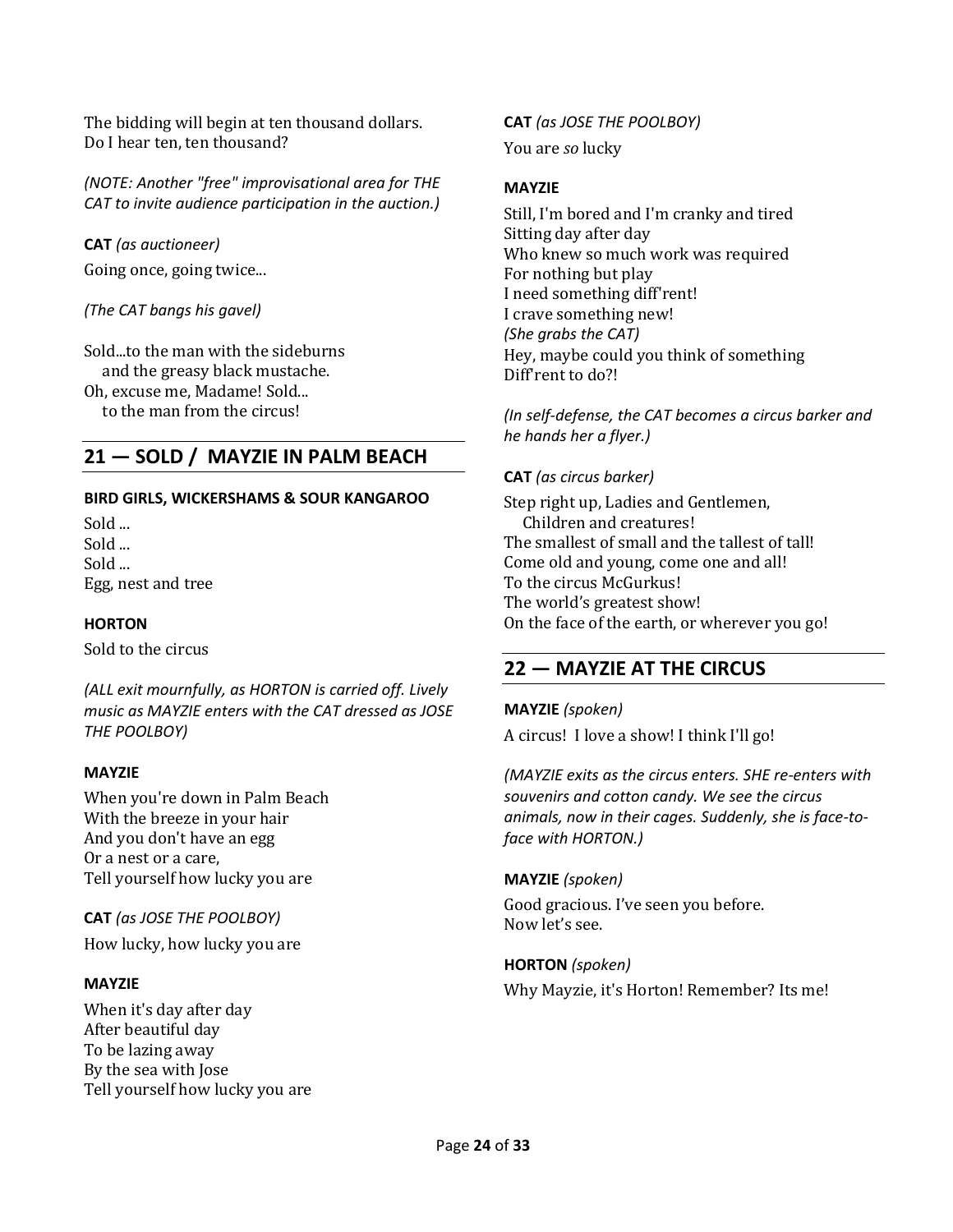The bidding will begin at ten thousand dollars.
Do I hear ten, ten thousand?

*(NOTE: Another "free" improvisational area for THE CAT to invite audience participation in the auction.)*

**CAT** *(as auctioneer)*

Going once, going twice...

*(The CAT bangs his gavel)*

Sold...to the man with the sideburns
and the greasy black mustache.
Oh, excuse me, Madame! Sold...
to the man from the circus!

## 21 — SOLD / MAYZIE IN PALM BEACH

**BIRD GIRLS, WICKERSHAMS & SOUR KANGAROO**

Sold ...
Sold ...
Sold ...
Egg, nest and tree

**HORTON**

Sold to the circus

*(ALL exit mournfully, as HORTON is carried off. Lively music as MAYZIE enters with the CAT dressed as JOSE THE POOLBOY)*

**MAYZIE**

When you're down in Palm Beach
With the breeze in your hair
And you don't have an egg
Or a nest or a care,
Tell yourself how lucky you are

**CAT** *(as JOSE THE POOLBOY)*

How lucky, how lucky you are

**MAYZIE**

When it's day after day
After beautiful day
To be lazing away
By the sea with Jose
Tell yourself how lucky you are

**CAT** *(as JOSE THE POOLBOY)*

You are *so* lucky

**MAYZIE**

Still, I'm bored and I'm cranky and tired
Sitting day after day
Who knew so much work was required
For nothing but play
I need something diff'rent!
I crave something new!
*(She grabs the CAT)*
Hey, maybe could you think of something
Diff'rent to do?!

*(In self-defense, the CAT becomes a circus barker and he hands her a flyer.)*

**CAT** *(as circus barker)*

Step right up, Ladies and Gentlemen,
Children and creatures!
The smallest of small and the tallest of tall!
Come old and young, come one and all!
To the circus McGurkus!
The world's greatest show!
On the face of the earth, or wherever you go!

## 22 — MAYZIE AT THE CIRCUS

**MAYZIE** *(spoken)*

A circus! I love a show! I think I'll go!

*(MAYZIE exits as the circus enters. SHE re-enters with souvenirs and cotton candy. We see the circus animals, now in their cages. Suddenly, she is face-to-face with HORTON.)*

**MAYZIE** *(spoken)*

Good gracious. I've seen you before.
Now let's see.

**HORTON** *(spoken)*

Why Mayzie, it's Horton! Remember? Its me!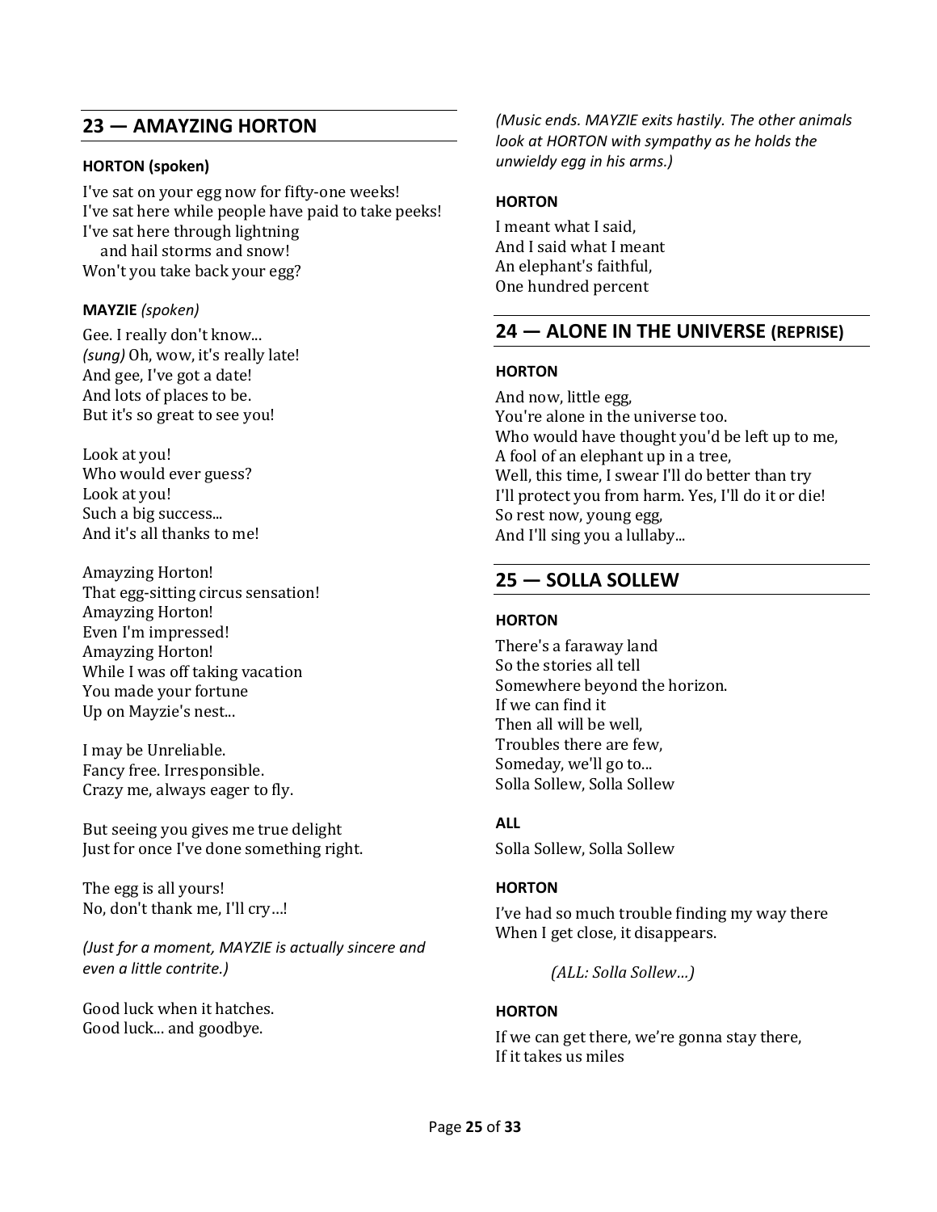## 23 — AMAYZING HORTON

**HORTON (spoken)**

I've sat on your egg now for fifty-one weeks!
I've sat here while people have paid to take peeks!
I've sat here through lightning
and hail storms and snow!
Won't you take back your egg?

**MAYZIE** *(spoken)*

Gee. I really don't know...
*(sung)* Oh, wow, it's really late!
And gee, I've got a date!
And lots of places to be.
But it's so great to see you!

Look at you!
Who would ever guess?
Look at you!
Such a big success...
And it's all thanks to me!

Amayzing Horton!
That egg-sitting circus sensation!
Amayzing Horton!
Even I'm impressed!
Amayzing Horton!
While I was off taking vacation
You made your fortune
Up on Mayzie's nest...

I may be Unreliable.
Fancy free. Irresponsible.
Crazy me, always eager to fly.

But seeing you gives me true delight
Just for once I've done something right.

The egg is all yours!
No, don't thank me, I'll cry…!

*(Just for a moment, MAYZIE is actually sincere and even a little contrite.)*

Good luck when it hatches.
Good luck... and goodbye.

*(Music ends. MAYZIE exits hastily. The other animals look at HORTON with sympathy as he holds the unwieldy egg in his arms.)*

**HORTON**

I meant what I said,
And I said what I meant
An elephant's faithful,
One hundred percent

## 24 — ALONE IN THE UNIVERSE (REPRISE)

**HORTON**

And now, little egg,
You're alone in the universe too.
Who would have thought you'd be left up to me,
A fool of an elephant up in a tree,
Well, this time, I swear I'll do better than try
I'll protect you from harm. Yes, I'll do it or die!
So rest now, young egg,
And I'll sing you a lullaby...

## 25 — SOLLA SOLLEW

**HORTON**

There's a faraway land
So the stories all tell
Somewhere beyond the horizon.
If we can find it
Then all will be well,
Troubles there are few,
Someday, we'll go to...
Solla Sollew, Solla Sollew

**ALL**

Solla Sollew, Solla Sollew

**HORTON**

I've had so much trouble finding my way there
When I get close, it disappears.

*(ALL: Solla Sollew…)*

**HORTON**

If we can get there, we're gonna stay there,
If it takes us miles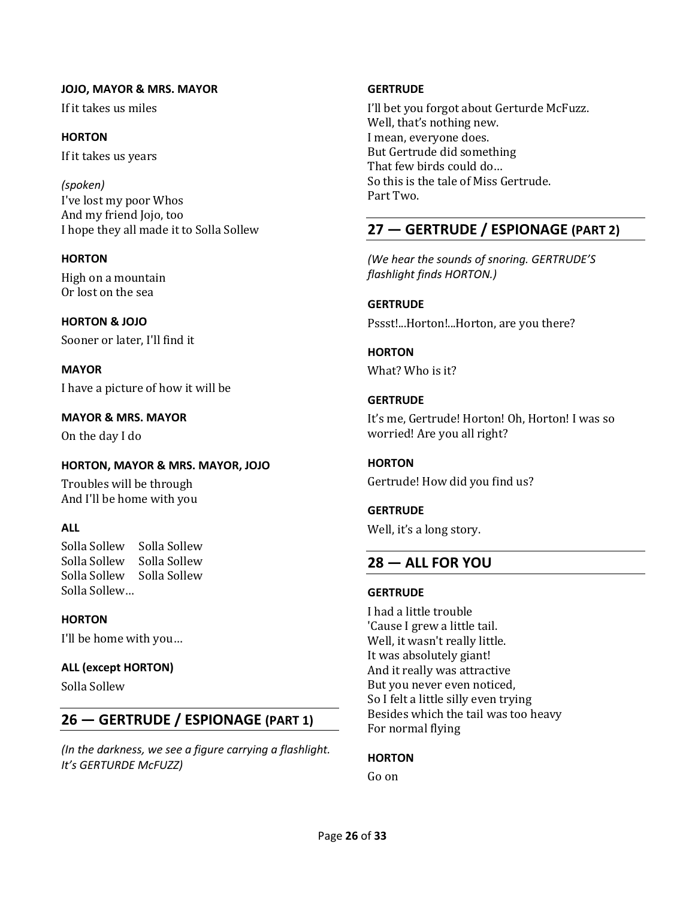**JOJO, MAYOR & MRS. MAYOR**

If it takes us miles

**HORTON**

If it takes us years

*(spoken)*
I've lost my poor Whos
And my friend Jojo, too
I hope they all made it to Solla Sollew

**HORTON**

High on a mountain
Or lost on the sea

**HORTON & JOJO**

Sooner or later, I'll find it

**MAYOR**

I have a picture of how it will be

**MAYOR & MRS. MAYOR**

On the day I do

**HORTON, MAYOR & MRS. MAYOR, JOJO**

Troubles will be through
And I'll be home with you

**ALL**

Solla Sollew Solla Sollew
Solla Sollew Solla Sollew
Solla Sollew Solla Sollew
Solla Sollew…

**HORTON**

I'll be home with you…

**ALL (except HORTON)**

Solla Sollew

## 26 — GERTRUDE / ESPIONAGE (PART 1)

*(In the darkness, we see a figure carrying a flashlight. It's GERTURDE McFUZZ)*

**GERTRUDE**

I'll bet you forgot about Gerturde McFuzz.
Well, that's nothing new.
I mean, everyone does.
But Gertrude did something
That few birds could do…
So this is the tale of Miss Gertrude.
Part Two.

## 27 — GERTRUDE / ESPIONAGE (PART 2)

*(We hear the sounds of snoring. GERTRUDE'S flashlight finds HORTON.)*

**GERTRUDE**

Pssst!...Horton!...Horton, are you there?

**HORTON**

What? Who is it?

**GERTRUDE**

It's me, Gertrude! Horton! Oh, Horton! I was so worried! Are you all right?

**HORTON**

Gertrude! How did you find us?

**GERTRUDE**

Well, it's a long story.

## 28 — ALL FOR YOU

**GERTRUDE**

I had a little trouble
'Cause I grew a little tail.
Well, it wasn't really little.
It was absolutely giant!
And it really was attractive
But you never even noticed,
So I felt a little silly even trying
Besides which the tail was too heavy
For normal flying

**HORTON**

Go on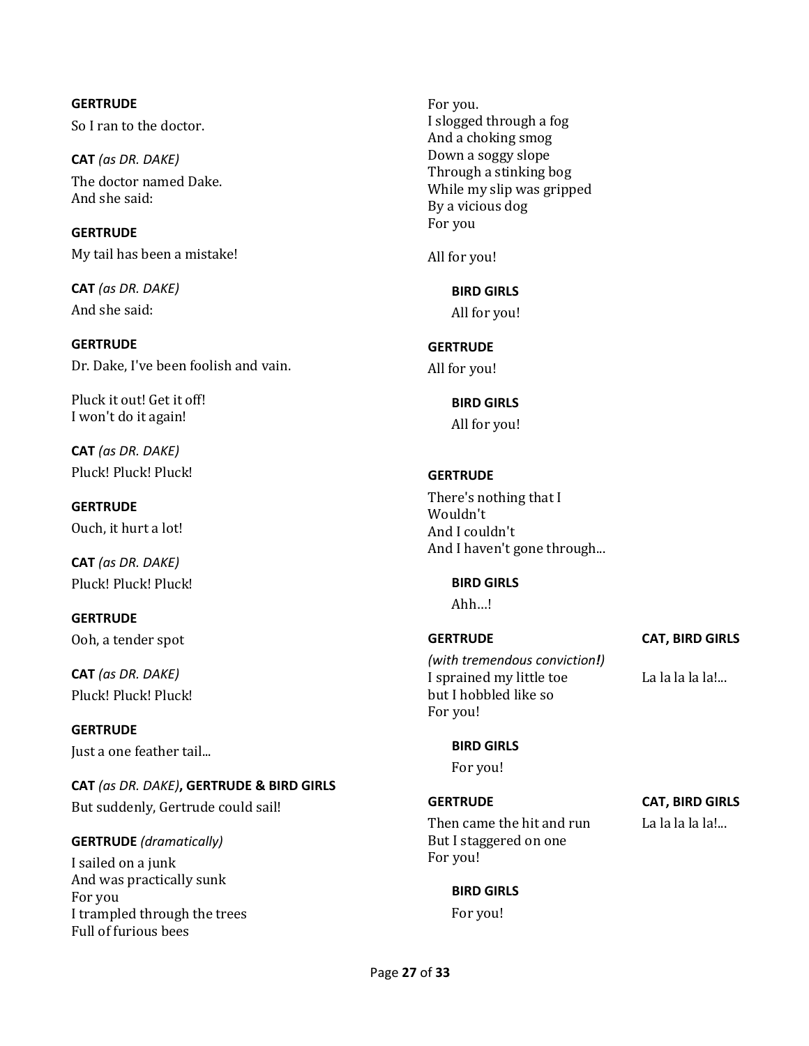**GERTRUDE**

So I ran to the doctor.

**CAT** *(as DR. DAKE)*

The doctor named Dake.
And she said:

**GERTRUDE**

My tail has been a mistake!

**CAT** *(as DR. DAKE)*

And she said:

**GERTRUDE**

Dr. Dake, I've been foolish and vain.

Pluck it out! Get it off!
I won't do it again!

**CAT** *(as DR. DAKE)*

Pluck! Pluck! Pluck!

**GERTRUDE**

Ouch, it hurt a lot!

**CAT** *(as DR. DAKE)*

Pluck! Pluck! Pluck!

**GERTRUDE**

Ooh, a tender spot

**CAT** *(as DR. DAKE)*

Pluck! Pluck! Pluck!

**GERTRUDE**

Just a one feather tail...

**CAT** *(as DR. DAKE)***, GERTRUDE & BIRD GIRLS**

But suddenly, Gertrude could sail!

**GERTRUDE** *(dramatically)*

I sailed on a junk
And was practically sunk
For you
I trampled through the trees
Full of furious bees
For you.
I slogged through a fog
And a choking smog
Down a soggy slope
Through a stinking bog
While my slip was gripped
By a vicious dog
For you

All for you!

**BIRD GIRLS**

All for you!

**GERTRUDE**

All for you!

**BIRD GIRLS**

All for you!

**GERTRUDE**

There's nothing that I
Wouldn't
And I couldn't
And I haven't gone through...

**BIRD GIRLS**

Ahh…!

**GERTRUDE**

*(with tremendous conviction!)*
I sprained my little toe
but I hobbled like so
For you!

**CAT, BIRD GIRLS**

La la la la la!...

**BIRD GIRLS**

For you!

**GERTRUDE**

Then came the hit and run
But I staggered on one
For you!

**CAT, BIRD GIRLS**

La la la la la!...

**BIRD GIRLS**

For you!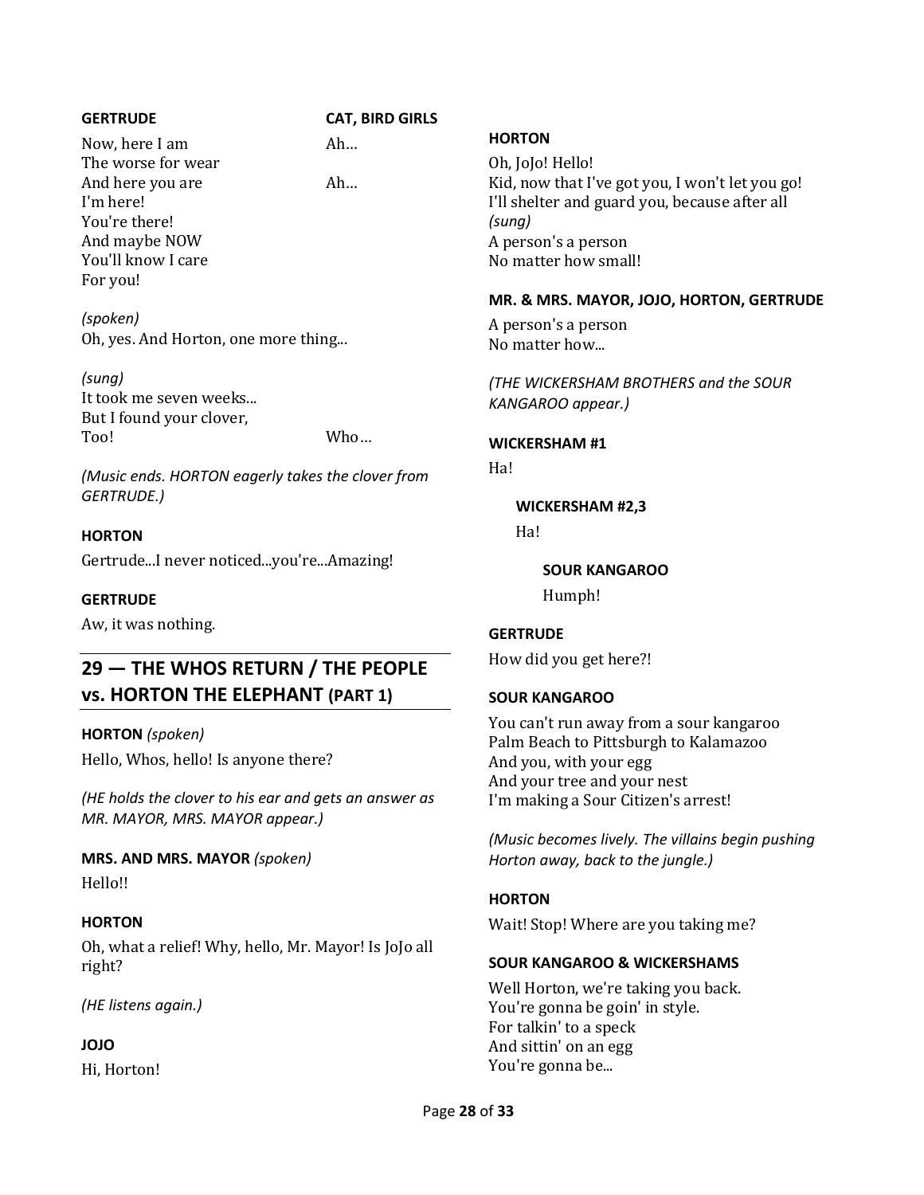**GERTRUDE** | **CAT, BIRD GIRLS**

Now, here I am — Ah…
The worse for wear
And here you are — Ah…
I'm here!
You're there!
And maybe NOW
You'll know I care
For you!

*(spoken)*
Oh, yes. And Horton, one more thing...

*(sung)*
It took me seven weeks...
But I found your clover,
Too! — Who…

*(Music ends. HORTON eagerly takes the clover from GERTRUDE.)*

**HORTON**

Gertrude...I never noticed...you're...Amazing!

**GERTRUDE**

Aw, it was nothing.

## 29 — THE WHOS RETURN / THE PEOPLE vs. HORTON THE ELEPHANT (PART 1)

**HORTON** *(spoken)*

Hello, Whos, hello! Is anyone there?

*(HE holds the clover to his ear and gets an answer as MR. MAYOR, MRS. MAYOR appear.)*

**MRS. AND MRS. MAYOR** *(spoken)*

Hello!!

**HORTON**

Oh, what a relief! Why, hello, Mr. Mayor! Is JoJo all right?

*(HE listens again.)*

**JOJO**

Hi, Horton!

**HORTON**

Oh, JoJo! Hello!
Kid, now that I've got you, I won't let you go!
I'll shelter and guard you, because after all
*(sung)*
A person's a person
No matter how small!

**MR. & MRS. MAYOR, JOJO, HORTON, GERTRUDE**

A person's a person
No matter how...

*(THE WICKERSHAM BROTHERS and the SOUR KANGAROO appear.)*

**WICKERSHAM #1**

Ha!

**WICKERSHAM #2,3**

Ha!

**SOUR KANGAROO**

Humph!

**GERTRUDE**

How did you get here?!

**SOUR KANGAROO**

You can't run away from a sour kangaroo
Palm Beach to Pittsburgh to Kalamazoo
And you, with your egg
And your tree and your nest
I'm making a Sour Citizen's arrest!

*(Music becomes lively. The villains begin pushing Horton away, back to the jungle.)*

**HORTON**

Wait! Stop! Where are you taking me?

**SOUR KANGAROO & WICKERSHAMS**

Well Horton, we're taking you back.
You're gonna be goin' in style.
For talkin' to a speck
And sittin' on an egg
You're gonna be...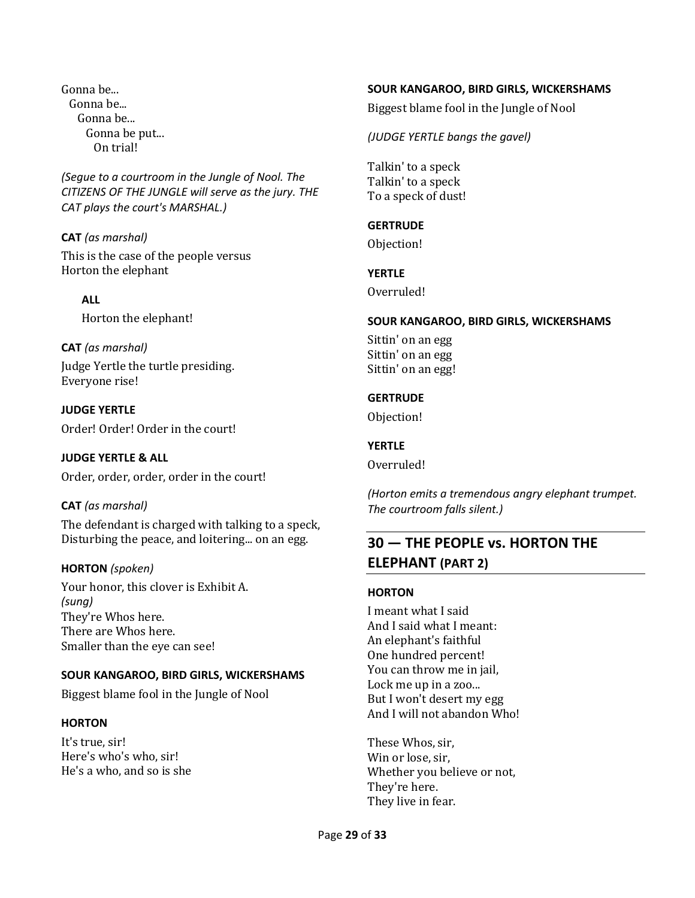Gonna be...
Gonna be...
Gonna be...
Gonna be put...
On trial!

*(Segue to a courtroom in the Jungle of Nool. The CITIZENS OF THE JUNGLE will serve as the jury. THE CAT plays the court's MARSHAL.)*

**CAT** *(as marshal)*

This is the case of the people versus
Horton the elephant

**ALL**

Horton the elephant!

**CAT** *(as marshal)*

Judge Yertle the turtle presiding.
Everyone rise!

**JUDGE YERTLE**

Order! Order! Order in the court!

**JUDGE YERTLE & ALL**

Order, order, order, order in the court!

**CAT** *(as marshal)*

The defendant is charged with talking to a speck,
Disturbing the peace, and loitering... on an egg.

**HORTON** *(spoken)*

Your honor, this clover is Exhibit A.
*(sung)*
They're Whos here.
There are Whos here.
Smaller than the eye can see!

**SOUR KANGAROO, BIRD GIRLS, WICKERSHAMS**

Biggest blame fool in the Jungle of Nool

**HORTON**

It's true, sir!
Here's who's who, sir!
He's a who, and so is she

**SOUR KANGAROO, BIRD GIRLS, WICKERSHAMS**

Biggest blame fool in the Jungle of Nool

*(JUDGE YERTLE bangs the gavel)*

Talkin' to a speck
Talkin' to a speck
To a speck of dust!

**GERTRUDE**

Objection!

**YERTLE**

Overruled!

**SOUR KANGAROO, BIRD GIRLS, WICKERSHAMS**

Sittin' on an egg
Sittin' on an egg
Sittin' on an egg!

**GERTRUDE**

Objection!

**YERTLE**

Overruled!

*(Horton emits a tremendous angry elephant trumpet. The courtroom falls silent.)*

## 30 — THE PEOPLE vs. HORTON THE ELEPHANT (PART 2)

**HORTON**

I meant what I said
And I said what I meant:
An elephant's faithful
One hundred percent!
You can throw me in jail,
Lock me up in a zoo...
But I won't desert my egg
And I will not abandon Who!

These Whos, sir,
Win or lose, sir,
Whether you believe or not,
They're here.
They live in fear.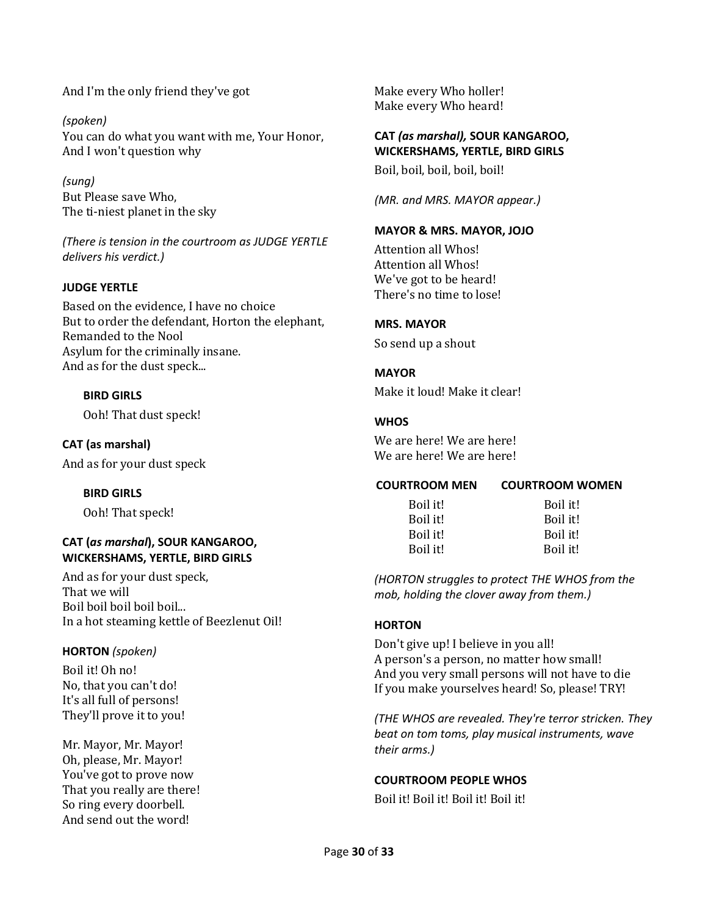And I'm the only friend they've got

*(spoken)*
You can do what you want with me, Your Honor,
And I won't question why

*(sung)*
But Please save Who,
The ti-niest planet in the sky

*(There is tension in the courtroom as JUDGE YERTLE delivers his verdict.)*

**JUDGE YERTLE**

Based on the evidence, I have no choice
But to order the defendant, Horton the elephant,
Remanded to the Nool
Asylum for the criminally insane.
And as for the dust speck...

**BIRD GIRLS**

Ooh! That dust speck!

**CAT (as marshal)**

And as for your dust speck

**BIRD GIRLS**

Ooh! That speck!

**CAT (*as marshal*), SOUR KANGAROO, WICKERSHAMS, YERTLE, BIRD GIRLS**

And as for your dust speck,
That we will
Boil boil boil boil boil...
In a hot steaming kettle of Beezlenut Oil!

**HORTON** *(spoken)*

Boil it! Oh no!
No, that you can't do!
It's all full of persons!
They'll prove it to you!

Mr. Mayor, Mr. Mayor!
Oh, please, Mr. Mayor!
You've got to prove now
That you really are there!
So ring every doorbell.
And send out the word!
Make every Who holler!
Make every Who heard!

**CAT *(as marshal),* SOUR KANGAROO, WICKERSHAMS, YERTLE, BIRD GIRLS**

Boil, boil, boil, boil, boil!

*(MR. and MRS. MAYOR appear.)*

**MAYOR & MRS. MAYOR, JOJO**

Attention all Whos!
Attention all Whos!
We've got to be heard!
There's no time to lose!

**MRS. MAYOR**

So send up a shout

**MAYOR**

Make it loud! Make it clear!

**WHOS**

We are here! We are here!
We are here! We are here!

| COURTROOM MEN | COURTROOM WOMEN |
| --- | --- |
| Boil it! | Boil it! |
| Boil it! | Boil it! |
| Boil it! | Boil it! |
| Boil it! | Boil it! |

*(HORTON struggles to protect THE WHOS from the mob, holding the clover away from them.)*

**HORTON**

Don't give up! I believe in you all!
A person's a person, no matter how small!
And you very small persons will not have to die
If you make yourselves heard! So, please! TRY!

*(THE WHOS are revealed. They're terror stricken. They beat on tom toms, play musical instruments, wave their arms.)*

**COURTROOM PEOPLE WHOS**

Boil it! Boil it! Boil it! Boil it!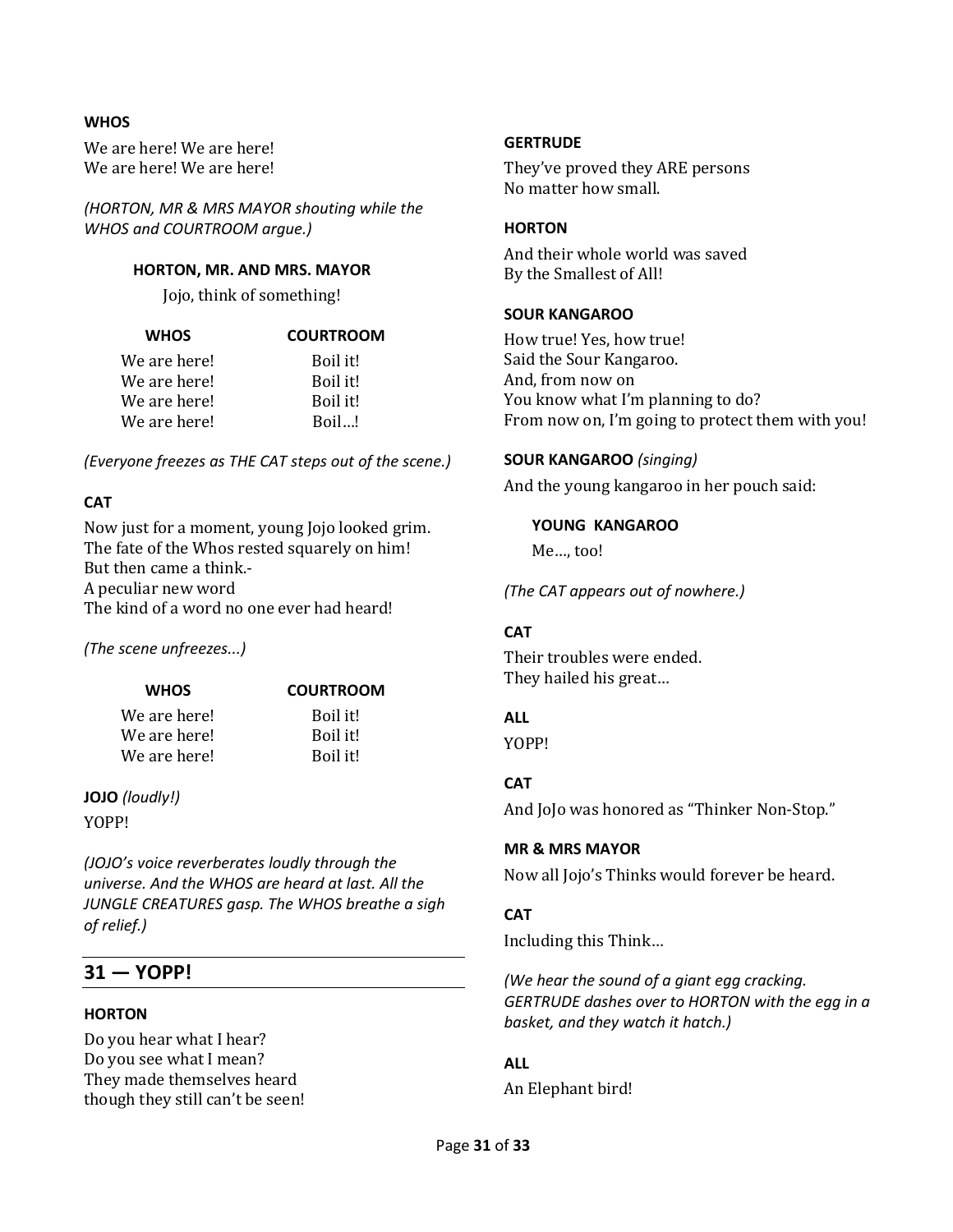**WHOS**

We are here! We are here!
We are here! We are here!

*(HORTON, MR & MRS MAYOR shouting while the WHOS and COURTROOM argue.)*

**HORTON, MR. AND MRS. MAYOR**

Jojo, think of something!

| WHOS | COURTROOM |
| --- | --- |
| We are here! | Boil it! |
| We are here! | Boil it! |
| We are here! | Boil it! |
| We are here! | Boil…! |

*(Everyone freezes as THE CAT steps out of the scene.)*

**CAT**

Now just for a moment, young Jojo looked grim.
The fate of the Whos rested squarely on him!
But then came a think.-
A peculiar new word
The kind of a word no one ever had heard!

*(The scene unfreezes...)*

| WHOS | COURTROOM |
| --- | --- |
| We are here! | Boil it! |
| We are here! | Boil it! |
| We are here! | Boil it! |

**JOJO** *(loudly!)*

YOPP!

*(JOJO's voice reverberates loudly through the universe. And the WHOS are heard at last. All the JUNGLE CREATURES gasp. The WHOS breathe a sigh of relief.)*

## 31 — YOPP!

**HORTON**

Do you hear what I hear?
Do you see what I mean?
They made themselves heard
though they still can't be seen!

**GERTRUDE**

They've proved they ARE persons
No matter how small.

**HORTON**

And their whole world was saved
By the Smallest of All!

**SOUR KANGAROO**

How true! Yes, how true!
Said the Sour Kangaroo.
And, from now on
You know what I'm planning to do?
From now on, I'm going to protect them with you!

**SOUR KANGAROO** *(singing)*

And the young kangaroo in her pouch said:

**YOUNG KANGAROO**

Me…, too!

*(The CAT appears out of nowhere.)*

**CAT**

Their troubles were ended.
They hailed his great…

**ALL**

YOPP!

**CAT**

And JoJo was honored as "Thinker Non-Stop."

**MR & MRS MAYOR**

Now all Jojo's Thinks would forever be heard.

**CAT**

Including this Think…

*(We hear the sound of a giant egg cracking. GERTRUDE dashes over to HORTON with the egg in a basket, and they watch it hatch.)*

**ALL**

An Elephant bird!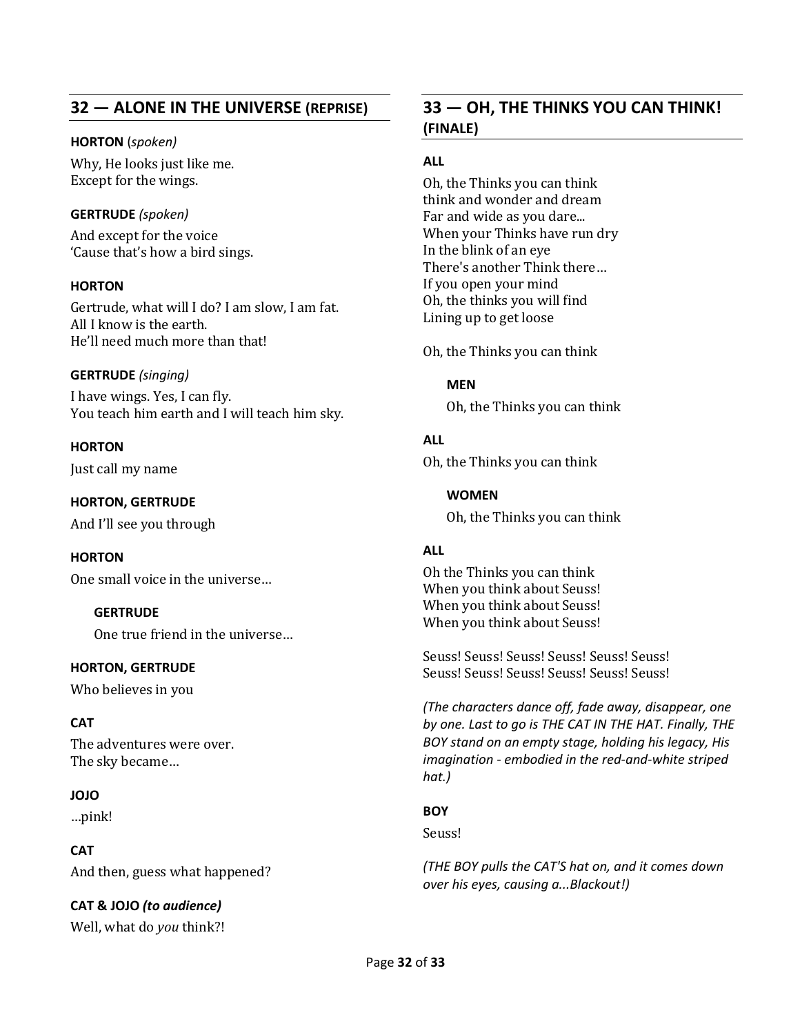## 32 — ALONE IN THE UNIVERSE (REPRISE)

**HORTON** (*spoken*)

Why, He looks just like me.
Except for the wings.

**GERTRUDE** *(spoken)*

And except for the voice
'Cause that's how a bird sings.

**HORTON**

Gertrude, what will I do? I am slow, I am fat.
All I know is the earth.
He'll need much more than that!

**GERTRUDE** *(singing)*

I have wings. Yes, I can fly.
You teach him earth and I will teach him sky.

**HORTON**

Just call my name

**HORTON, GERTRUDE**

And I'll see you through

**HORTON**

One small voice in the universe…

> **GERTRUDE**
>
> One true friend in the universe…

**HORTON, GERTRUDE**

Who believes in you

**CAT**

The adventures were over.
The sky became…

**JOJO**

…pink!

**CAT**

And then, guess what happened?

**CAT & JOJO** ***(to audience)***

Well, what do *you* think?!

## 33 — OH, THE THINKS YOU CAN THINK! (FINALE)

**ALL**

Oh, the Thinks you can think
think and wonder and dream
Far and wide as you dare...
When your Thinks have run dry
In the blink of an eye
There's another Think there…
If you open your mind
Oh, the thinks you will find
Lining up to get loose

Oh, the Thinks you can think

> **MEN**
>
> Oh, the Thinks you can think

**ALL**

Oh, the Thinks you can think

> **WOMEN**
>
> Oh, the Thinks you can think

**ALL**

Oh the Thinks you can think
When you think about Seuss!
When you think about Seuss!
When you think about Seuss!

Seuss! Seuss! Seuss! Seuss! Seuss! Seuss!
Seuss! Seuss! Seuss! Seuss! Seuss! Seuss!

*(The characters dance off, fade away, disappear, one by one. Last to go is THE CAT IN THE HAT. Finally, THE BOY stand on an empty stage, holding his legacy, His imagination - embodied in the red-and-white striped hat.)*

**BOY**

Seuss!

*(THE BOY pulls the CAT'S hat on, and it comes down over his eyes, causing a...Blackout!)*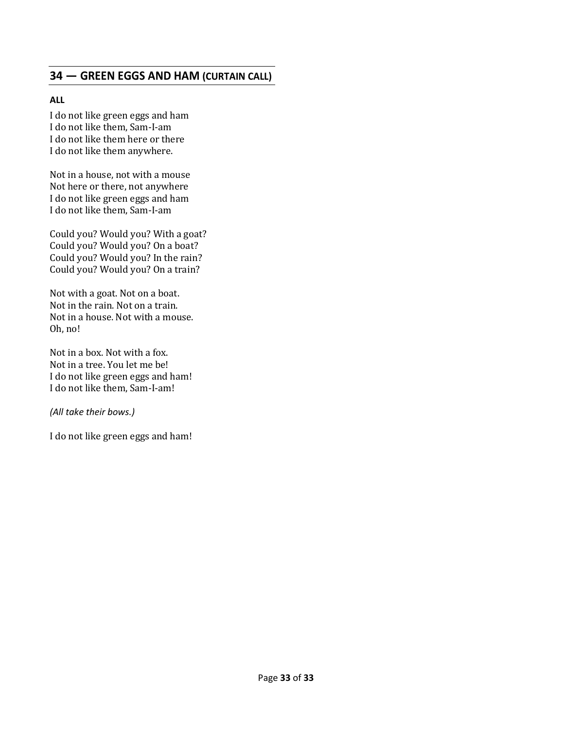## 34 — GREEN EGGS AND HAM (CURTAIN CALL)

**ALL**

I do not like green eggs and ham
I do not like them, Sam-I-am
I do not like them here or there
I do not like them anywhere.

Not in a house, not with a mouse
Not here or there, not anywhere
I do not like green eggs and ham
I do not like them, Sam-I-am

Could you? Would you? With a goat?
Could you? Would you? On a boat?
Could you? Would you? In the rain?
Could you? Would you? On a train?

Not with a goat. Not on a boat.
Not in the rain. Not on a train.
Not in a house. Not with a mouse.
Oh, no!

Not in a box. Not with a fox.
Not in a tree. You let me be!
I do not like green eggs and ham!
I do not like them, Sam-I-am!

*(All take their bows.)*

I do not like green eggs and ham!